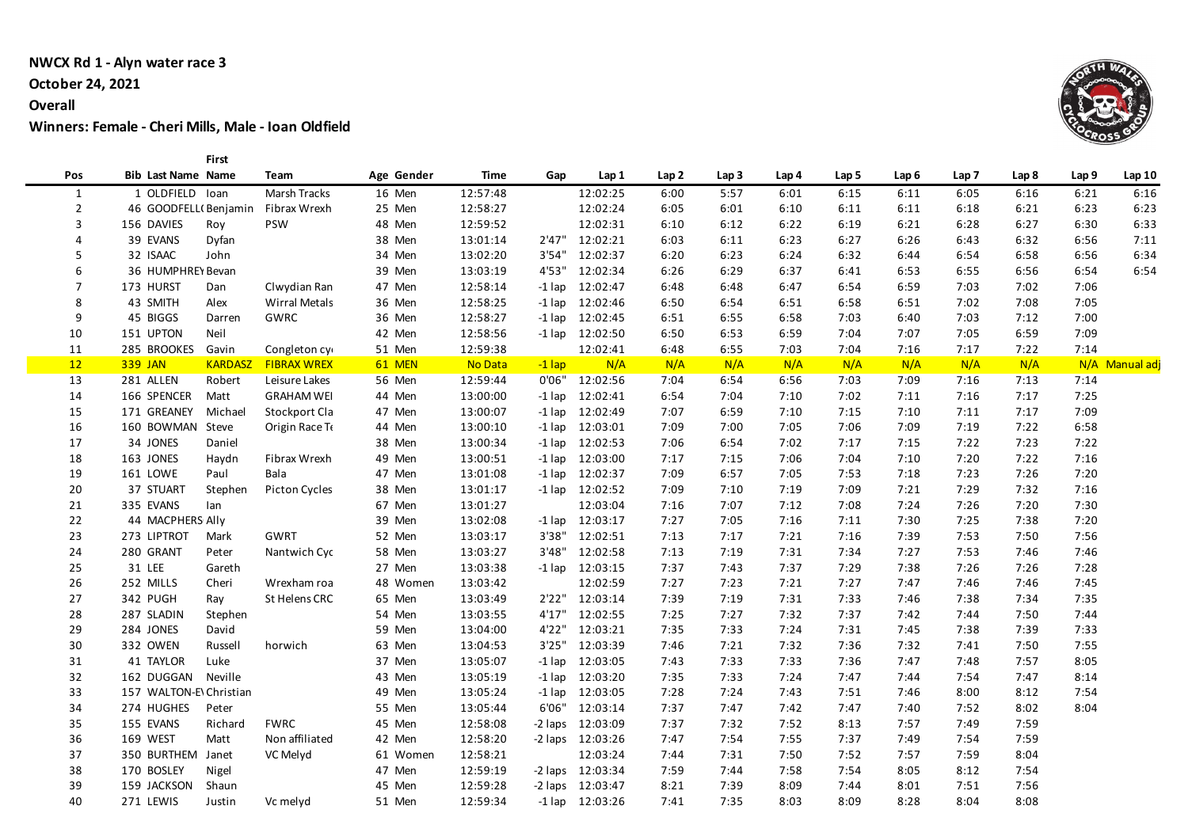# NWCX Rd 1 - Alyn water race 3

**October 24, 2021**

**Overall**

**Winners: Female - Cheri Mills, Male - Ioan Oldfield**

| Pos | Bib | Last Name | First Name | Team | Age | Gender | Time | Gap | Lap 1 | Lap 2 | Lap 3 | Lap 4 | Lap 5 | Lap 6 | Lap 7 | Lap 8 | Lap 9 | Lap 10 |
|---|---|---|---|---|---|---|---|---|---|---|---|---|---|---|---|---|---|---|
| 1 | 1 | OLDFIELD | Ioan | Marsh Tracks | 16 | Men | 12:57:48 | | 12:02:25 | 6:00 | 5:57 | 6:01 | 6:15 | 6:11 | 6:05 | 6:16 | 6:21 | 6:16 |
| 2 | 46 | GOODFELL( | Benjamin | Fibrax Wrexh | 25 | Men | 12:58:27 | | 12:02:24 | 6:05 | 6:01 | 6:10 | 6:11 | 6:11 | 6:18 | 6:21 | 6:23 | 6:23 |
| 3 | 156 | DAVIES | Roy | PSW | 48 | Men | 12:59:52 | | 12:02:31 | 6:10 | 6:12 | 6:22 | 6:19 | 6:21 | 6:28 | 6:27 | 6:30 | 6:33 |
| 4 | 39 | EVANS | Dyfan | | 38 | Men | 13:01:14 | 2'47" | 12:02:21 | 6:03 | 6:11 | 6:23 | 6:27 | 6:26 | 6:43 | 6:32 | 6:56 | 7:11 |
| 5 | 32 | ISAAC | John | | 34 | Men | 13:02:20 | 3'54" | 12:02:37 | 6:20 | 6:23 | 6:24 | 6:32 | 6:44 | 6:54 | 6:58 | 6:56 | 6:34 |
| 6 | 36 | HUMPHREY | Bevan | | 39 | Men | 13:03:19 | 4'53" | 12:02:34 | 6:26 | 6:29 | 6:37 | 6:41 | 6:53 | 6:55 | 6:56 | 6:54 | 6:54 |
| 7 | 173 | HURST | Dan | Clwydian Ran | 47 | Men | 12:58:14 | -1 lap | 12:02:47 | 6:48 | 6:48 | 6:47 | 6:54 | 6:59 | 7:03 | 7:02 | 7:06 | |
| 8 | 43 | SMITH | Alex | Wirral Metals | 36 | Men | 12:58:25 | -1 lap | 12:02:46 | 6:50 | 6:54 | 6:51 | 6:58 | 6:51 | 7:02 | 7:08 | 7:05 | |
| 9 | 45 | BIGGS | Darren | GWRC | 36 | Men | 12:58:27 | -1 lap | 12:02:45 | 6:51 | 6:55 | 6:58 | 7:03 | 6:40 | 7:03 | 7:12 | 7:00 | |
| 10 | 151 | UPTON | Neil | | 42 | Men | 12:58:56 | -1 lap | 12:02:50 | 6:50 | 6:53 | 6:59 | 7:04 | 7:07 | 7:05 | 6:59 | 7:09 | |
| 11 | 285 | BROOKES | Gavin | Congleton cy | 51 | Men | 12:59:38 | | 12:02:41 | 6:48 | 6:55 | 7:03 | 7:04 | 7:16 | 7:17 | 7:22 | 7:14 | |
| 12 | 339 | JAN | KARDASZ | FIBRAX WREX | 61 | MEN | No Data | -1 lap | N/A | N/A | N/A | N/A | N/A | N/A | N/A | N/A | N/A | Manual adj |
| 13 | 281 | ALLEN | Robert | Leisure Lakes | 56 | Men | 12:59:44 | 0'06" | 12:02:56 | 7:04 | 6:54 | 6:56 | 7:03 | 7:09 | 7:16 | 7:13 | 7:14 | |
| 14 | 166 | SPENCER | Matt | GRAHAM WEI | 44 | Men | 13:00:00 | -1 lap | 12:02:41 | 6:54 | 7:04 | 7:10 | 7:02 | 7:11 | 7:16 | 7:17 | 7:25 | |
| 15 | 171 | GREANEY | Michael | Stockport Cla | 47 | Men | 13:00:07 | -1 lap | 12:02:49 | 7:07 | 6:59 | 7:10 | 7:15 | 7:10 | 7:11 | 7:17 | 7:09 | |
| 16 | 160 | BOWMAN | Steve | Origin Race T | 44 | Men | 13:00:10 | -1 lap | 12:03:01 | 7:09 | 7:00 | 7:05 | 7:06 | 7:09 | 7:19 | 7:22 | 6:58 | |
| 17 | 34 | JONES | Daniel | | 38 | Men | 13:00:34 | -1 lap | 12:02:53 | 7:06 | 6:54 | 7:02 | 7:17 | 7:15 | 7:22 | 7:23 | 7:22 | |
| 18 | 163 | JONES | Haydn | Fibrax Wrexh | 49 | Men | 13:00:51 | -1 lap | 12:03:00 | 7:17 | 7:15 | 7:06 | 7:04 | 7:10 | 7:20 | 7:22 | 7:16 | |
| 19 | 161 | LOWE | Paul | Bala | 47 | Men | 13:01:08 | -1 lap | 12:02:37 | 7:09 | 6:57 | 7:05 | 7:53 | 7:18 | 7:23 | 7:26 | 7:20 | |
| 20 | 37 | STUART | Stephen | Picton Cycles | 38 | Men | 13:01:17 | -1 lap | 12:02:52 | 7:09 | 7:10 | 7:19 | 7:09 | 7:21 | 7:29 | 7:32 | 7:16 | |
| 21 | 335 | EVANS | Ian | | 67 | Men | 13:01:27 | | 12:03:04 | 7:16 | 7:07 | 7:12 | 7:08 | 7:24 | 7:26 | 7:20 | 7:30 | |
| 22 | 44 | MACPHERS | Ally | | 39 | Men | 13:02:08 | -1 lap | 12:03:17 | 7:27 | 7:05 | 7:16 | 7:11 | 7:30 | 7:25 | 7:38 | 7:20 | |
| 23 | 273 | LIPTROT | Mark | GWRT | 52 | Men | 13:03:17 | 3'38" | 12:02:51 | 7:13 | 7:17 | 7:21 | 7:16 | 7:39 | 7:53 | 7:50 | 7:56 | |
| 24 | 280 | GRANT | Peter | Nantwich Cyc | 58 | Men | 13:03:27 | 3'48" | 12:02:58 | 7:13 | 7:19 | 7:31 | 7:34 | 7:27 | 7:53 | 7:46 | 7:46 | |
| 25 | 31 | LEE | Gareth | | 27 | Men | 13:03:38 | -1 lap | 12:03:15 | 7:37 | 7:43 | 7:37 | 7:29 | 7:38 | 7:26 | 7:26 | 7:28 | |
| 26 | 252 | MILLS | Cheri | Wrexham roa | 48 | Women | 13:03:42 | | 12:02:59 | 7:27 | 7:23 | 7:21 | 7:27 | 7:47 | 7:46 | 7:46 | 7:45 | |
| 27 | 342 | PUGH | Ray | St Helens CRC | 65 | Men | 13:03:49 | 2'22" | 12:03:14 | 7:39 | 7:19 | 7:31 | 7:33 | 7:46 | 7:38 | 7:34 | 7:35 | |
| 28 | 287 | SLADIN | Stephen | | 54 | Men | 13:03:55 | 4'17" | 12:02:55 | 7:25 | 7:27 | 7:32 | 7:37 | 7:42 | 7:44 | 7:50 | 7:44 | |
| 29 | 284 | JONES | David | | 59 | Men | 13:04:00 | 4'22" | 12:03:21 | 7:35 | 7:33 | 7:24 | 7:31 | 7:45 | 7:38 | 7:39 | 7:33 | |
| 30 | 332 | OWEN | Russell | horwich | 63 | Men | 13:04:53 | 3'25" | 12:03:39 | 7:46 | 7:21 | 7:32 | 7:36 | 7:32 | 7:41 | 7:50 | 7:55 | |
| 31 | 41 | TAYLOR | Luke | | 37 | Men | 13:05:07 | -1 lap | 12:03:05 | 7:43 | 7:33 | 7:33 | 7:36 | 7:47 | 7:48 | 7:57 | 8:05 | |
| 32 | 162 | DUGGAN | Neville | | 43 | Men | 13:05:19 | -1 lap | 12:03:20 | 7:35 | 7:33 | 7:24 | 7:47 | 7:44 | 7:54 | 7:47 | 8:14 | |
| 33 | 157 | WALTON-E\ | Christian | | 49 | Men | 13:05:24 | -1 lap | 12:03:05 | 7:28 | 7:24 | 7:43 | 7:51 | 7:46 | 8:00 | 8:12 | 7:54 | |
| 34 | 274 | HUGHES | Peter | | 55 | Men | 13:05:44 | 6'06" | 12:03:14 | 7:37 | 7:47 | 7:42 | 7:47 | 7:40 | 7:52 | 8:02 | 8:04 | |
| 35 | 155 | EVANS | Richard | FWRC | 45 | Men | 12:58:08 | -2 laps | 12:03:09 | 7:37 | 7:32 | 7:52 | 8:13 | 7:57 | 7:49 | 7:59 | | |
| 36 | 169 | WEST | Matt | Non affiliated | 42 | Men | 12:58:20 | -2 laps | 12:03:26 | 7:47 | 7:54 | 7:55 | 7:37 | 7:49 | 7:54 | 7:59 | | |
| 37 | 350 | BURTHEM | Janet | VC Melyd | 61 | Women | 12:58:21 | | 12:03:24 | 7:44 | 7:31 | 7:50 | 7:52 | 7:57 | 7:59 | 8:04 | | |
| 38 | 170 | BOSLEY | Nigel | | 47 | Men | 12:59:19 | -2 laps | 12:03:34 | 7:59 | 7:44 | 7:58 | 7:54 | 8:05 | 8:12 | 7:54 | | |
| 39 | 159 | JACKSON | Shaun | | 45 | Men | 12:59:28 | -2 laps | 12:03:47 | 8:21 | 7:39 | 8:09 | 7:44 | 8:01 | 7:51 | 7:56 | | |
| 40 | 271 | LEWIS | Justin | Vc melyd | 51 | Men | 12:59:34 | -1 lap | 12:03:26 | 7:41 | 7:35 | 8:03 | 8:09 | 8:28 | 8:04 | 8:08 | | |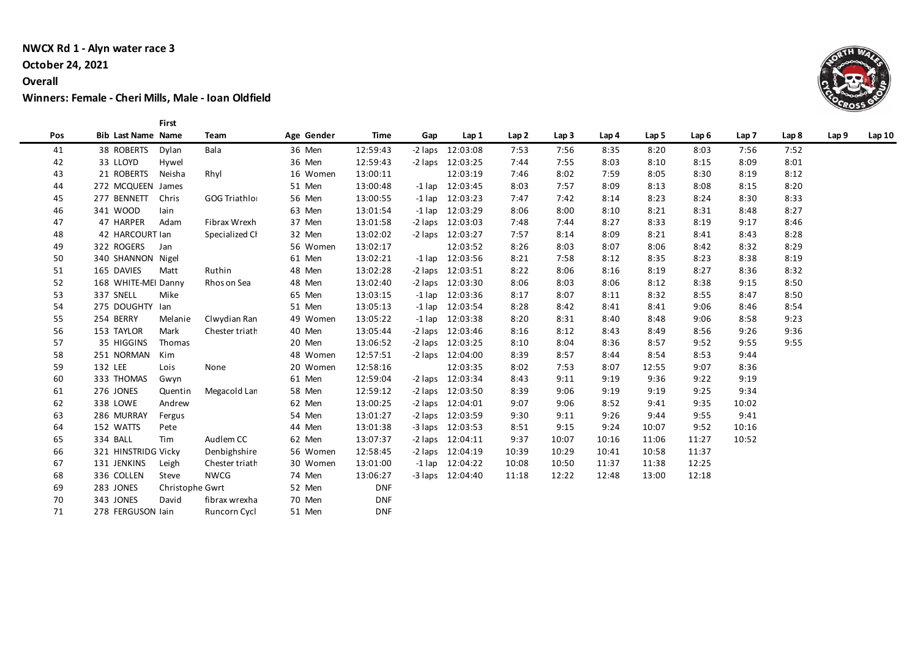**NWCX Rd 1 - Alyn water race 3**

**October 24, 2021**

**Overall**

**Winners: Female - Cheri Mills, Male - Ioan Oldfield**

| Pos | Bib | Last Name | First Name | Team | Age | Gender | Time | Gap | Lap 1 | Lap 2 | Lap 3 | Lap 4 | Lap 5 | Lap 6 | Lap 7 | Lap 8 | Lap 9 | Lap 10 |
|---|---|---|---|---|---|---|---|---|---|---|---|---|---|---|---|---|---|---|
| 41 | 38 | ROBERTS | Dylan | Bala | 36 | Men | 12:59:43 | -2 laps | 12:03:08 | 7:53 | 7:56 | 8:35 | 8:20 | 8:03 | 7:56 | 7:52 | | |
| 42 | 33 | LLOYD | Hywel | | 36 | Men | 12:59:43 | -2 laps | 12:03:25 | 7:44 | 7:55 | 8:03 | 8:10 | 8:15 | 8:09 | 8:01 | | |
| 43 | 21 | ROBERTS | Neisha | Rhyl | 16 | Women | 13:00:11 | | 12:03:19 | 7:46 | 8:02 | 7:59 | 8:05 | 8:30 | 8:19 | 8:12 | | |
| 44 | 272 | MCQUEEN | James | | 51 | Men | 13:00:48 | -1 lap | 12:03:45 | 8:03 | 7:57 | 8:09 | 8:13 | 8:08 | 8:15 | 8:20 | | |
| 45 | 277 | BENNETT | Chris | GOG Triathlon | 56 | Men | 13:00:55 | -1 lap | 12:03:23 | 7:47 | 7:42 | 8:14 | 8:23 | 8:24 | 8:30 | 8:33 | | |
| 46 | 341 | WOOD | Iain | | 63 | Men | 13:01:54 | -1 lap | 12:03:29 | 8:06 | 8:00 | 8:10 | 8:21 | 8:31 | 8:48 | 8:27 | | |
| 47 | 47 | HARPER | Adam | Fibrax Wrexh | 37 | Men | 13:01:58 | -2 laps | 12:03:03 | 7:48 | 7:44 | 8:27 | 8:33 | 8:19 | 9:17 | 8:46 | | |
| 48 | 42 | HARCOURT | Ian | Specialized Cl | 32 | Men | 13:02:02 | -2 laps | 12:03:27 | 7:57 | 8:14 | 8:09 | 8:21 | 8:41 | 8:43 | 8:28 | | |
| 49 | 322 | ROGERS | Jan | | 56 | Women | 13:02:17 | | 12:03:52 | 8:26 | 8:03 | 8:07 | 8:06 | 8:42 | 8:32 | 8:29 | | |
| 50 | 340 | SHANNON | Nigel | | 61 | Men | 13:02:21 | -1 lap | 12:03:56 | 8:21 | 7:58 | 8:12 | 8:35 | 8:23 | 8:38 | 8:19 | | |
| 51 | 165 | DAVIES | Matt | Ruthin | 48 | Men | 13:02:28 | -2 laps | 12:03:51 | 8:22 | 8:06 | 8:16 | 8:19 | 8:27 | 8:36 | 8:32 | | |
| 52 | 168 | WHITE-MEI | Danny | Rhos on Sea | 48 | Men | 13:02:40 | -2 laps | 12:03:30 | 8:06 | 8:03 | 8:06 | 8:12 | 8:38 | 9:15 | 8:50 | | |
| 53 | 337 | SNELL | Mike | | 65 | Men | 13:03:15 | -1 lap | 12:03:36 | 8:17 | 8:07 | 8:11 | 8:32 | 8:55 | 8:47 | 8:50 | | |
| 54 | 275 | DOUGHTY | Ian | | 51 | Men | 13:05:13 | -1 lap | 12:03:54 | 8:28 | 8:42 | 8:41 | 8:41 | 9:06 | 8:46 | 8:54 | | |
| 55 | 254 | BERRY | Melanie | Clwydian Ran | 49 | Women | 13:05:22 | -1 lap | 12:03:38 | 8:20 | 8:31 | 8:40 | 8:48 | 9:06 | 8:58 | 9:23 | | |
| 56 | 153 | TAYLOR | Mark | Chester triath | 40 | Men | 13:05:44 | -2 laps | 12:03:46 | 8:16 | 8:12 | 8:43 | 8:49 | 8:56 | 9:26 | 9:36 | | |
| 57 | 35 | HIGGINS | Thomas | | 20 | Men | 13:06:52 | -2 laps | 12:03:25 | 8:10 | 8:04 | 8:36 | 8:57 | 9:52 | 9:55 | 9:55 | | |
| 58 | 251 | NORMAN | Kim | | 48 | Women | 12:57:51 | -2 laps | 12:04:00 | 8:39 | 8:57 | 8:44 | 8:54 | 8:53 | 9:44 | | | |
| 59 | 132 | LEE | Lois | None | 20 | Women | 12:58:16 | | 12:03:35 | 8:02 | 7:53 | 8:07 | 12:55 | 9:07 | 8:36 | | | |
| 60 | 333 | THOMAS | Gwyn | | 61 | Men | 12:59:04 | -2 laps | 12:03:34 | 8:43 | 9:11 | 9:19 | 9:36 | 9:22 | 9:19 | | | |
| 61 | 276 | JONES | Quentin | Megacold Lan | 58 | Men | 12:59:12 | -2 laps | 12:03:50 | 8:39 | 9:06 | 9:19 | 9:19 | 9:25 | 9:34 | | | |
| 62 | 338 | LOWE | Andrew | | 62 | Men | 13:00:25 | -2 laps | 12:04:01 | 9:07 | 9:06 | 8:52 | 9:41 | 9:35 | 10:02 | | | |
| 63 | 286 | MURRAY | Fergus | | 54 | Men | 13:01:27 | -2 laps | 12:03:59 | 9:30 | 9:11 | 9:26 | 9:44 | 9:55 | 9:41 | | | |
| 64 | 152 | WATTS | Pete | | 44 | Men | 13:01:38 | -3 laps | 12:03:53 | 8:51 | 9:15 | 9:24 | 10:07 | 9:52 | 10:16 | | | |
| 65 | 334 | BALL | Tim | Audlem CC | 62 | Men | 13:07:37 | -2 laps | 12:04:11 | 9:37 | 10:07 | 10:16 | 11:06 | 11:27 | 10:52 | | | |
| 66 | 321 | HINSTRIDG | Vicky | Denbighshire | 56 | Women | 12:58:45 | -2 laps | 12:04:19 | 10:39 | 10:29 | 10:41 | 10:58 | 11:37 | | | | |
| 67 | 131 | JENKINS | Leigh | Chester triath | 30 | Women | 13:01:00 | -1 lap | 12:04:22 | 10:08 | 10:50 | 11:37 | 11:38 | 12:25 | | | | |
| 68 | 336 | COLLEN | Steve | NWCG | 74 | Men | 13:06:27 | -3 laps | 12:04:40 | 11:18 | 12:22 | 12:48 | 13:00 | 12:18 | | | | |
| 69 | 283 | JONES | Christophe | Gwrt | 52 | Men | DNF | | | | | | | | | | | |
| 70 | 343 | JONES | David | fibrax wrexha | 70 | Men | DNF | | | | | | | | | | | |
| 71 | 278 | FERGUSON | Iain | Runcorn Cycl | 51 | Men | DNF | | | | | | | | | | | |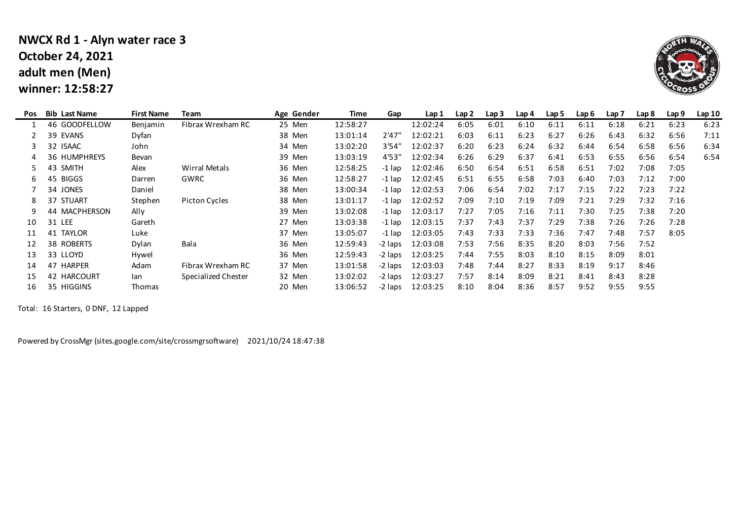**NWCX Rd 1 - Alyn water race 3**
**October 24, 2021**
**adult men (Men)**
**winner: 12:58:27**

| Pos | Bib | Last Name | First Name | Team | Age | Gender | Time | Gap | Lap 1 | Lap 2 | Lap 3 | Lap 4 | Lap 5 | Lap 6 | Lap 7 | Lap 8 | Lap 9 | Lap 10 |
|---|---|---|---|---|---|---|---|---|---|---|---|---|---|---|---|---|---|---|
| 1 | 46 | GOODFELLOW | Benjamin | Fibrax Wrexham RC | 25 | Men | 12:58:27 | | 12:02:24 | 6:05 | 6:01 | 6:10 | 6:11 | 6:11 | 6:18 | 6:21 | 6:23 | 6:23 |
| 2 | 39 | EVANS | Dyfan | | 38 | Men | 13:01:14 | 2'47" | 12:02:21 | 6:03 | 6:11 | 6:23 | 6:27 | 6:26 | 6:43 | 6:32 | 6:56 | 7:11 |
| 3 | 32 | ISAAC | John | | 34 | Men | 13:02:20 | 3'54" | 12:02:37 | 6:20 | 6:23 | 6:24 | 6:32 | 6:44 | 6:54 | 6:58 | 6:56 | 6:34 |
| 4 | 36 | HUMPHREYS | Bevan | | 39 | Men | 13:03:19 | 4'53" | 12:02:34 | 6:26 | 6:29 | 6:37 | 6:41 | 6:53 | 6:55 | 6:56 | 6:54 | 6:54 |
| 5 | 43 | SMITH | Alex | Wirral Metals | 36 | Men | 12:58:25 | -1 lap | 12:02:46 | 6:50 | 6:54 | 6:51 | 6:58 | 6:51 | 7:02 | 7:08 | 7:05 | |
| 6 | 45 | BIGGS | Darren | GWRC | 36 | Men | 12:58:27 | -1 lap | 12:02:45 | 6:51 | 6:55 | 6:58 | 7:03 | 6:40 | 7:03 | 7:12 | 7:00 | |
| 7 | 34 | JONES | Daniel | | 38 | Men | 13:00:34 | -1 lap | 12:02:53 | 7:06 | 6:54 | 7:02 | 7:17 | 7:15 | 7:22 | 7:23 | 7:22 | |
| 8 | 37 | STUART | Stephen | Picton Cycles | 38 | Men | 13:01:17 | -1 lap | 12:02:52 | 7:09 | 7:10 | 7:19 | 7:09 | 7:21 | 7:29 | 7:32 | 7:16 | |
| 9 | 44 | MACPHERSON | Ally | | 39 | Men | 13:02:08 | -1 lap | 12:03:17 | 7:27 | 7:05 | 7:16 | 7:11 | 7:30 | 7:25 | 7:38 | 7:20 | |
| 10 | 31 | LEE | Gareth | | 27 | Men | 13:03:38 | -1 lap | 12:03:15 | 7:37 | 7:43 | 7:37 | 7:29 | 7:38 | 7:26 | 7:26 | 7:28 | |
| 11 | 41 | TAYLOR | Luke | | 37 | Men | 13:05:07 | -1 lap | 12:03:05 | 7:43 | 7:33 | 7:33 | 7:36 | 7:47 | 7:48 | 7:57 | 8:05 | |
| 12 | 38 | ROBERTS | Dylan | Bala | 36 | Men | 12:59:43 | -2 laps | 12:03:08 | 7:53 | 7:56 | 8:35 | 8:20 | 8:03 | 7:56 | 7:52 | | |
| 13 | 33 | LLOYD | Hywel | | 36 | Men | 12:59:43 | -2 laps | 12:03:25 | 7:44 | 7:55 | 8:03 | 8:10 | 8:15 | 8:09 | 8:01 | | |
| 14 | 47 | HARPER | Adam | Fibrax Wrexham RC | 37 | Men | 13:01:58 | -2 laps | 12:03:03 | 7:48 | 7:44 | 8:27 | 8:33 | 8:19 | 9:17 | 8:46 | | |
| 15 | 42 | HARCOURT | Ian | Specialized Chester | 32 | Men | 13:02:02 | -2 laps | 12:03:27 | 7:57 | 8:14 | 8:09 | 8:21 | 8:41 | 8:43 | 8:28 | | |
| 16 | 35 | HIGGINS | Thomas | | 20 | Men | 13:06:52 | -2 laps | 12:03:25 | 8:10 | 8:04 | 8:36 | 8:57 | 9:52 | 9:55 | 9:55 | | |

Total: 16 Starters, 0 DNF, 12 Lapped

Powered by CrossMgr (sites.google.com/site/crossmgrsoftware) 2021/10/24 18:47:38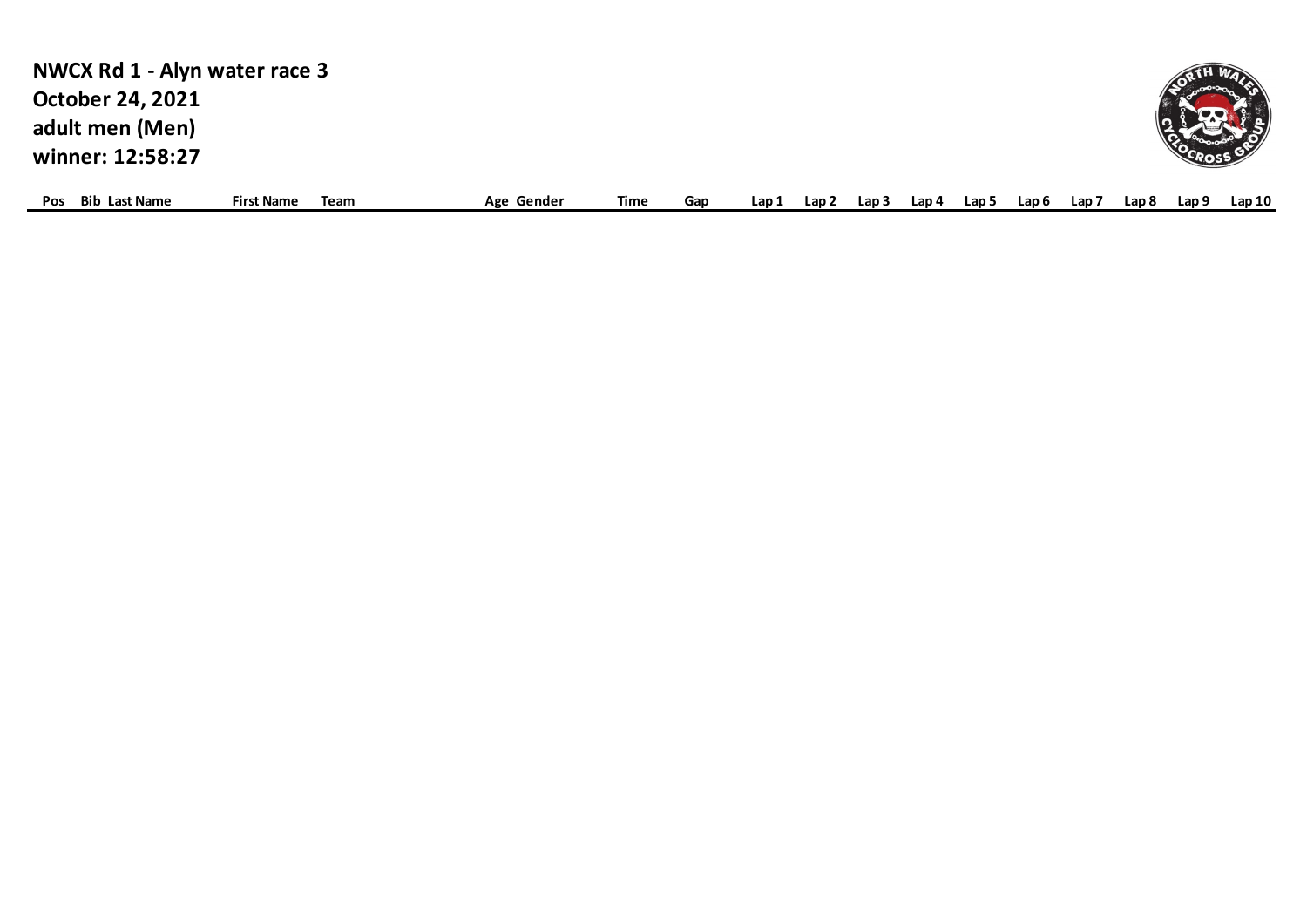**NWCX Rd 1 - Alyn water race 3**
**October 24, 2021**
**adult men (Men)**
**winner: 12:58:27**

| Pos | Bib | Last Name | First Name | Team | Age | Gender | Time | Gap | Lap 1 | Lap 2 | Lap 3 | Lap 4 | Lap 5 | Lap 6 | Lap 7 | Lap 8 | Lap 9 | Lap 10 |
|---|---|---|---|---|---|---|---|---|---|---|---|---|---|---|---|---|---|---|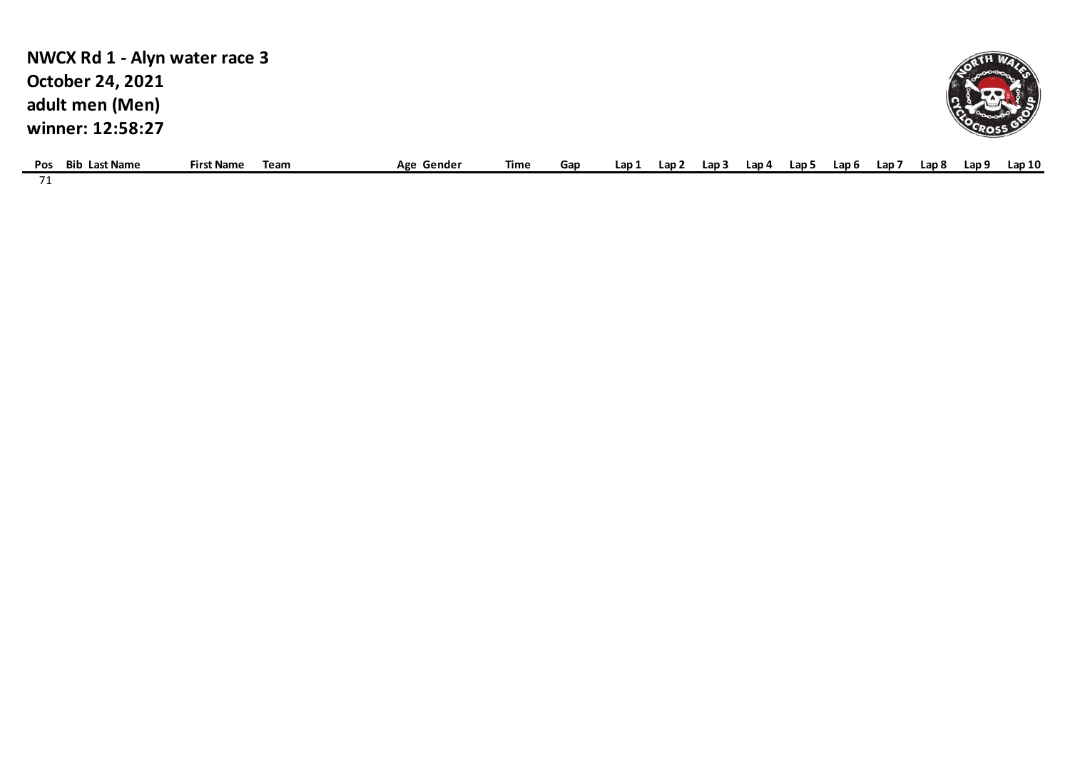**NWCX Rd 1 - Alyn water race 3**
**October 24, 2021**
**adult men (Men)**
**winner: 12:58:27**

| Pos | Bib | Last Name | First Name | Team | Age | Gender | Time | Gap | Lap 1 | Lap 2 | Lap 3 | Lap 4 | Lap 5 | Lap 6 | Lap 7 | Lap 8 | Lap 9 | Lap 10 |
|---|---|---|---|---|---|---|---|---|---|---|---|---|---|---|---|---|---|---|
| 71 | | | | | | | | | | | | | | | | | | |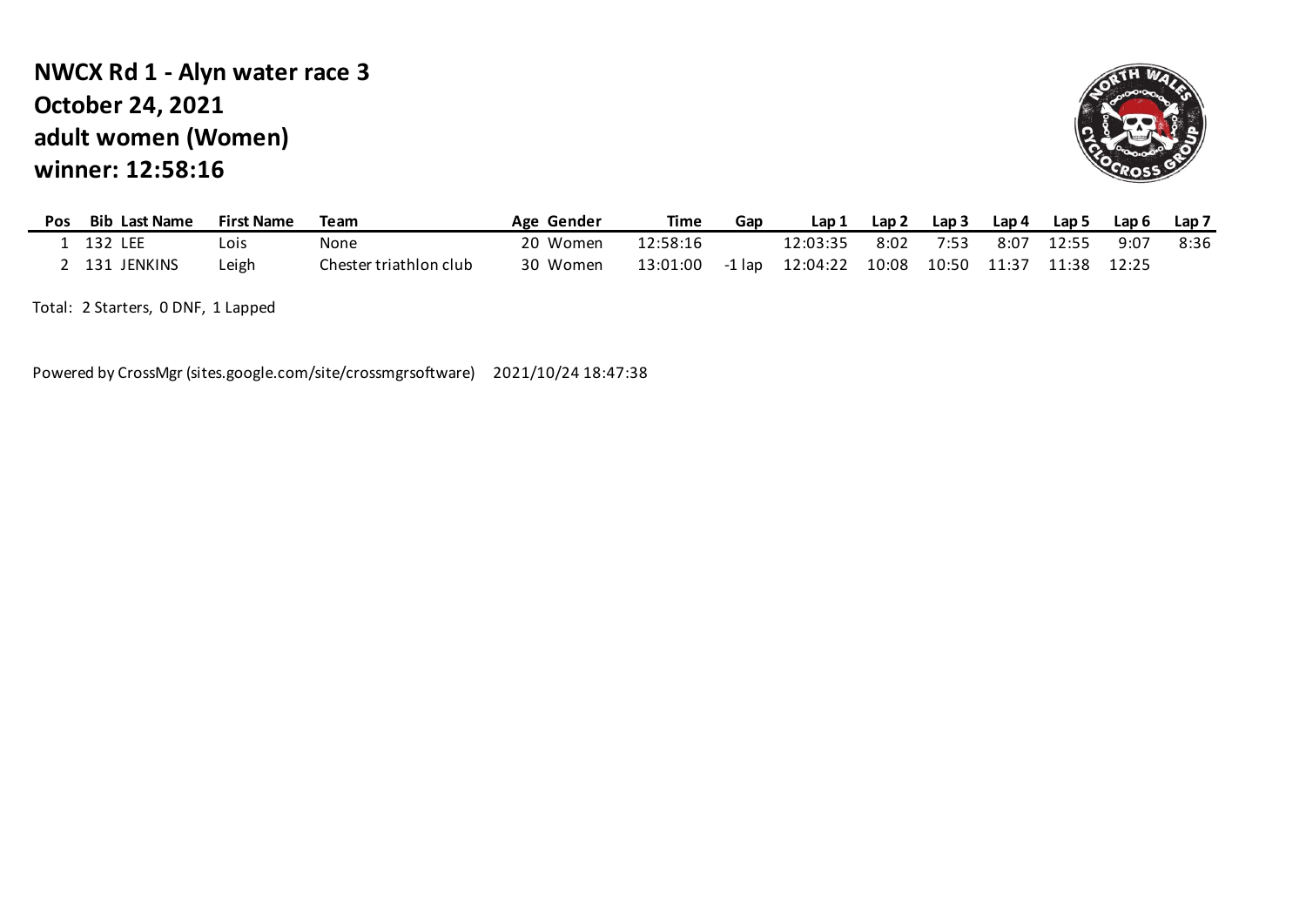**NWCX Rd 1 - Alyn water race 3**
**October 24, 2021**
**adult women (Women)**
**winner: 12:58:16**

| Pos | Bib | Last Name | First Name | Team | Age | Gender | Time | Gap | Lap 1 | Lap 2 | Lap 3 | Lap 4 | Lap 5 | Lap 6 | Lap 7 |
|---|---|---|---|---|---|---|---|---|---|---|---|---|---|---|---|
| 1 | 132 | LEE | Lois | None | 20 | Women | 12:58:16 | | 12:03:35 | 8:02 | 7:53 | 8:07 | 12:55 | 9:07 | 8:36 |
| 2 | 131 | JENKINS | Leigh | Chester triathlon club | 30 | Women | 13:01:00 | -1 lap | 12:04:22 | 10:08 | 10:50 | 11:37 | 11:38 | 12:25 | |

Total: 2 Starters, 0 DNF, 1 Lapped

Powered by CrossMgr (sites.google.com/site/crossmgrsoftware) 2021/10/24 18:47:38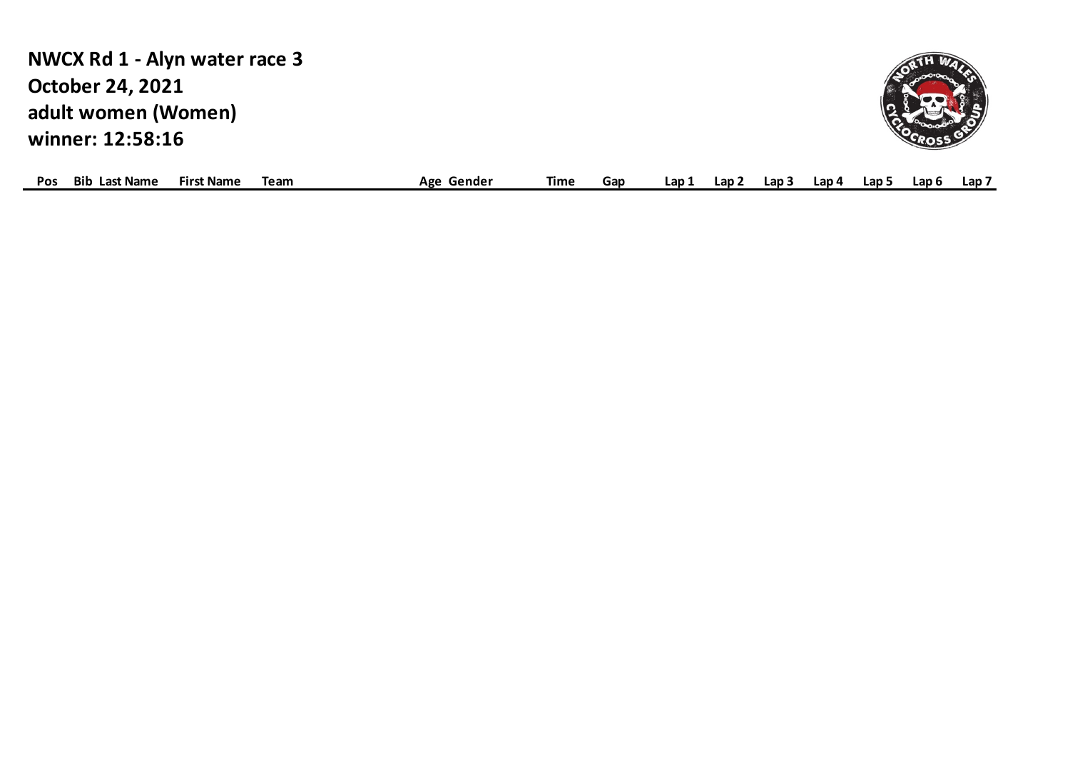**NWCX Rd 1 - Alyn water race 3**
**October 24, 2021**
**adult women (Women)**
**winner: 12:58:16**

| Pos | Bib | Last Name | First Name | Team | Age | Gender | Time | Gap | Lap 1 | Lap 2 | Lap 3 | Lap 4 | Lap 5 | Lap 6 | Lap 7 |
|---|---|---|---|---|---|---|---|---|---|---|---|---|---|---|---|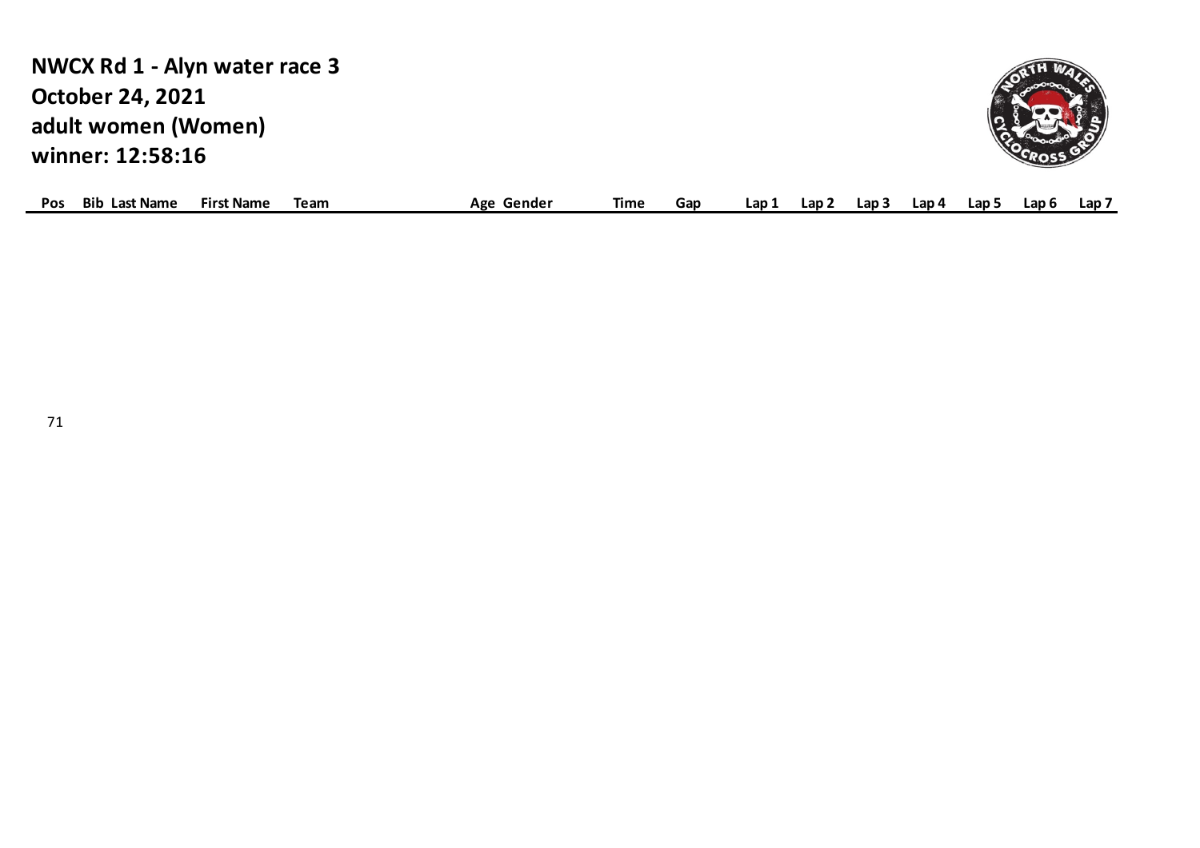**NWCX Rd 1 - Alyn water race 3**
**October 24, 2021**
**adult women (Women)**
**winner: 12:58:16**

| Pos | Bib | Last Name | First Name | Team | Age | Gender | Time | Gap | Lap 1 | Lap 2 | Lap 3 | Lap 4 | Lap 5 | Lap 6 | Lap 7 |
|---|---|---|---|---|---|---|---|---|---|---|---|---|---|---|---|

71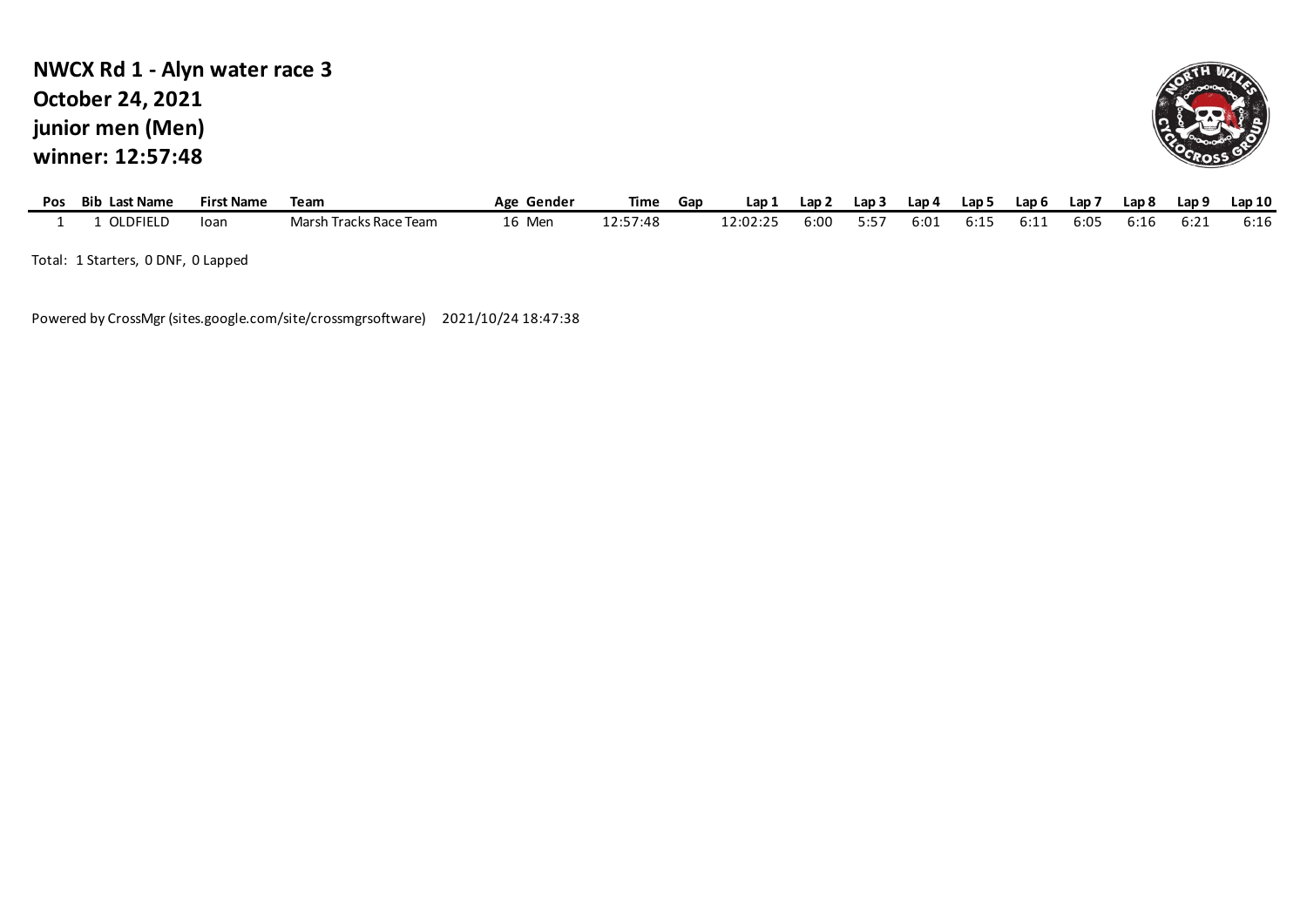**NWCX Rd 1 - Alyn water race 3**
**October 24, 2021**
**junior men (Men)**
**winner: 12:57:48**

| Pos | Bib | Last Name | First Name | Team | Age | Gender | Time | Gap | Lap 1 | Lap 2 | Lap 3 | Lap 4 | Lap 5 | Lap 6 | Lap 7 | Lap 8 | Lap 9 | Lap 10 |
|---|---|---|---|---|---|---|---|---|---|---|---|---|---|---|---|---|---|---|
| 1 | 1 | OLDFIELD | Ioan | Marsh Tracks Race Team | 16 | Men | 12:57:48 | | 12:02:25 | 6:00 | 5:57 | 6:01 | 6:15 | 6:11 | 6:05 | 6:16 | 6:21 | 6:16 |

Total: 1 Starters, 0 DNF, 0 Lapped

Powered by CrossMgr (sites.google.com/site/crossmgrsoftware) 2021/10/24 18:47:38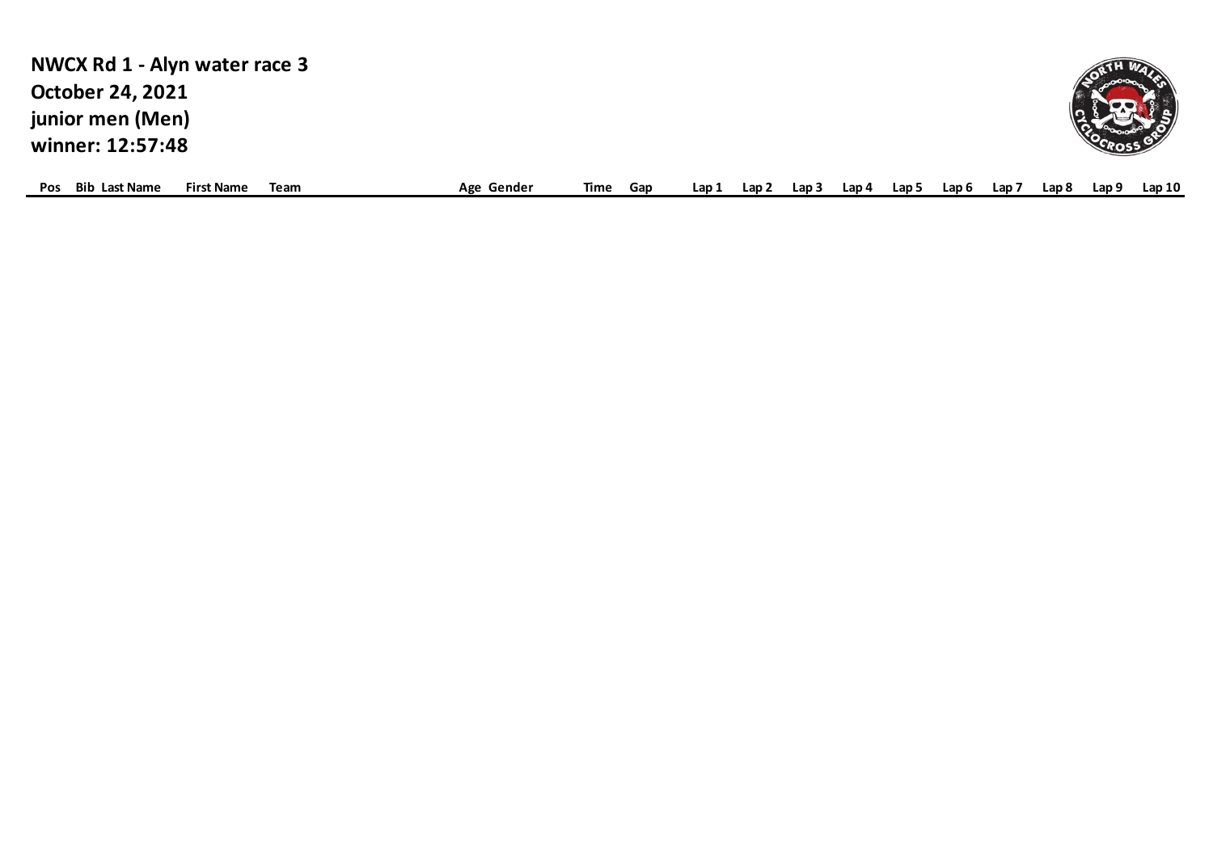**NWCX Rd 1 - Alyn water race 3**
**October 24, 2021**
**junior men (Men)**
**winner: 12:57:48**

| Pos | Bib | Last Name | First Name | Team | Age | Gender | Time | Gap | Lap 1 | Lap 2 | Lap 3 | Lap 4 | Lap 5 | Lap 6 | Lap 7 | Lap 8 | Lap 9 | Lap 10 |
|---|---|---|---|---|---|---|---|---|---|---|---|---|---|---|---|---|---|---|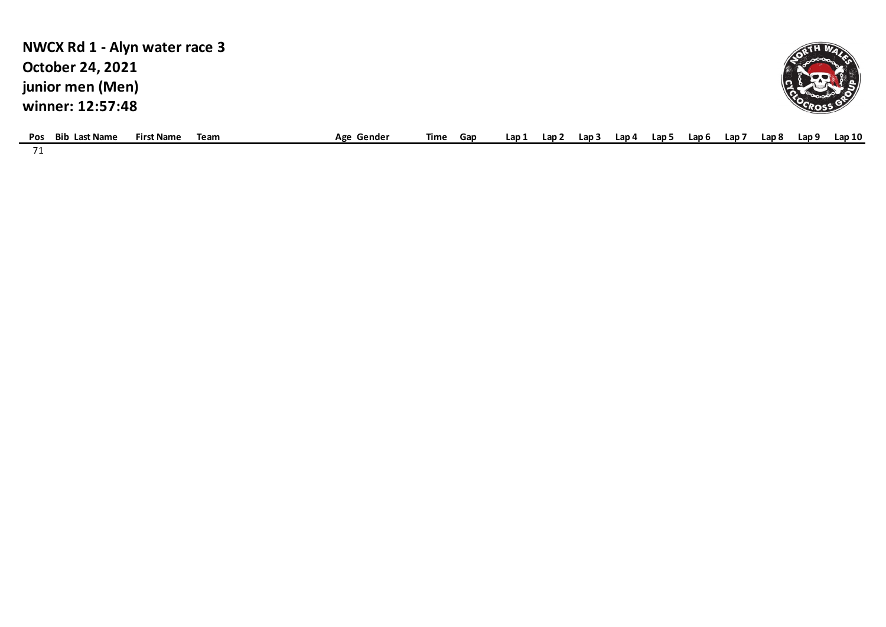**NWCX Rd 1 - Alyn water race 3**
**October 24, 2021**
**junior men (Men)**
**winner: 12:57:48**

| Pos | Bib | Last Name | First Name | Team | Age | Gender | Time | Gap | Lap 1 | Lap 2 | Lap 3 | Lap 4 | Lap 5 | Lap 6 | Lap 7 | Lap 8 | Lap 9 | Lap 10 |
|---|---|---|---|---|---|---|---|---|---|---|---|---|---|---|---|---|---|---|
| 71 | | | | | | | | | | | | | | | | | | |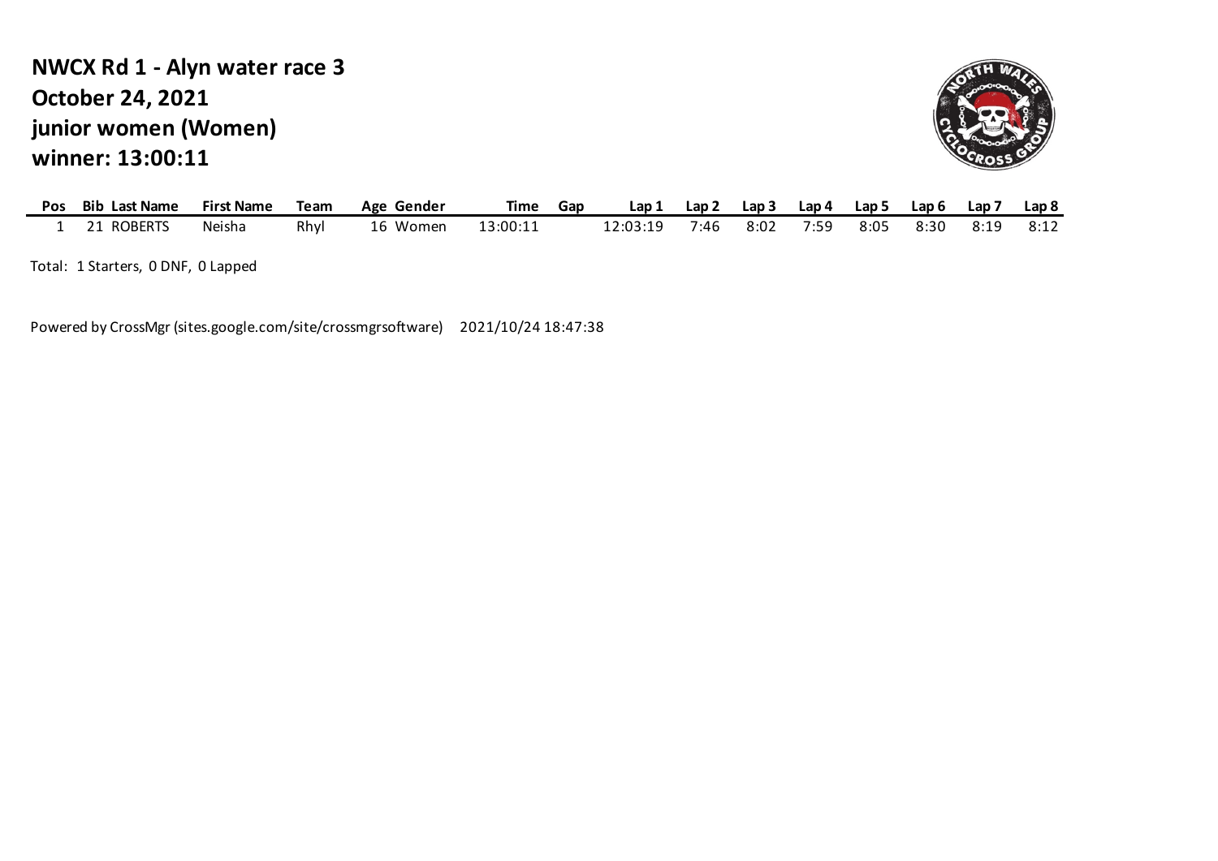**NWCX Rd 1 - Alyn water race 3**
**October 24, 2021**
**junior women (Women)**
**winner: 13:00:11**

| Pos | Bib | Last Name | First Name | Team | Age | Gender | Time | Gap | Lap 1 | Lap 2 | Lap 3 | Lap 4 | Lap 5 | Lap 6 | Lap 7 | Lap 8 |
|---|---|---|---|---|---|---|---|---|---|---|---|---|---|---|---|---|
| 1 | 21 | ROBERTS | Neisha | Rhyl | 16 | Women | 13:00:11 | | 12:03:19 | 7:46 | 8:02 | 7:59 | 8:05 | 8:30 | 8:19 | 8:12 |

Total: 1 Starters, 0 DNF, 0 Lapped

Powered by CrossMgr (sites.google.com/site/crossmgrsoftware) 2021/10/24 18:47:38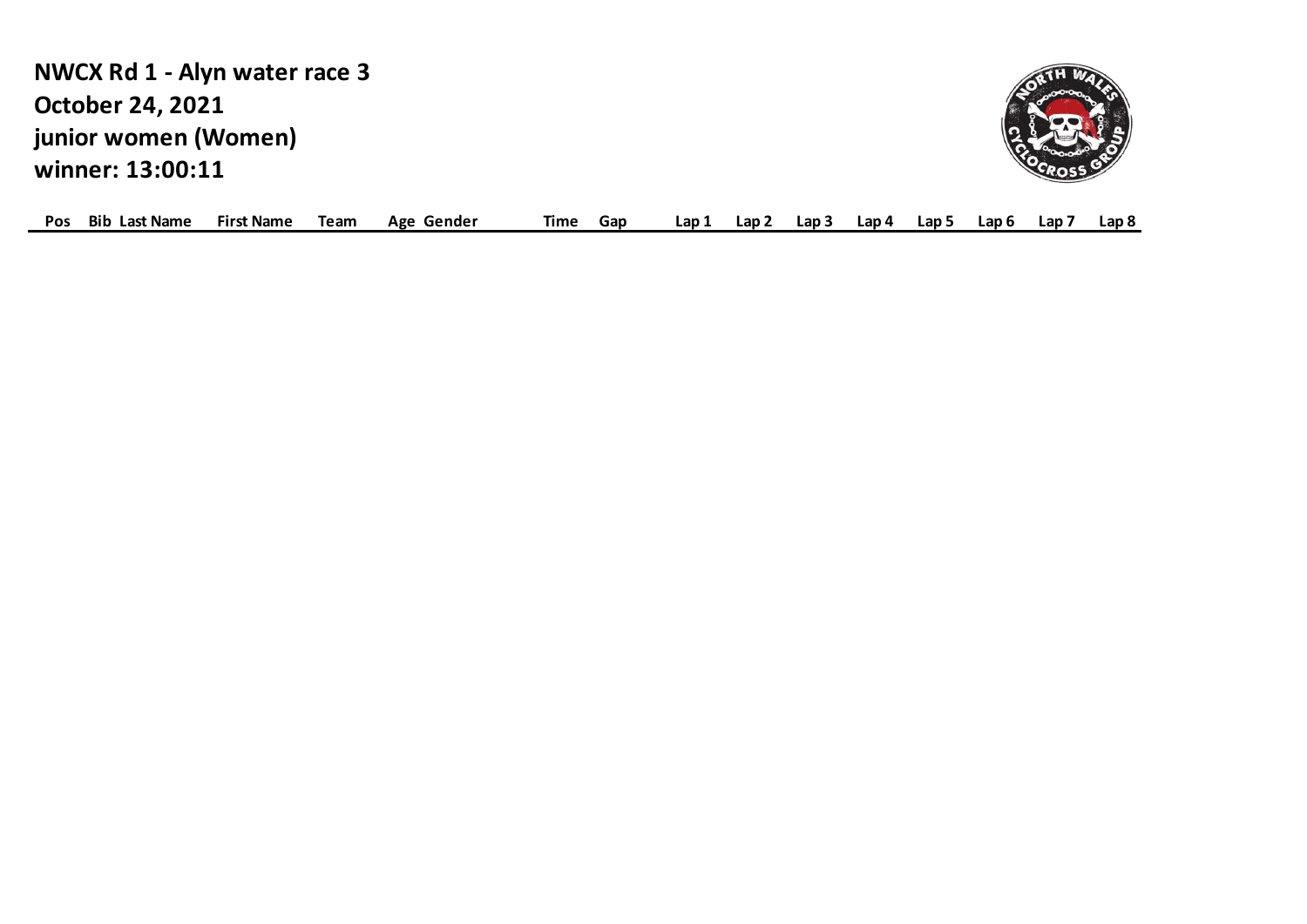**NWCX Rd 1 - Alyn water race 3**
**October 24, 2021**
**junior women (Women)**
**winner: 13:00:11**

| Pos | Bib | Last Name | First Name | Team | Age | Gender | Time | Gap | Lap 1 | Lap 2 | Lap 3 | Lap 4 | Lap 5 | Lap 6 | Lap 7 | Lap 8 |
|---|---|---|---|---|---|---|---|---|---|---|---|---|---|---|---|---|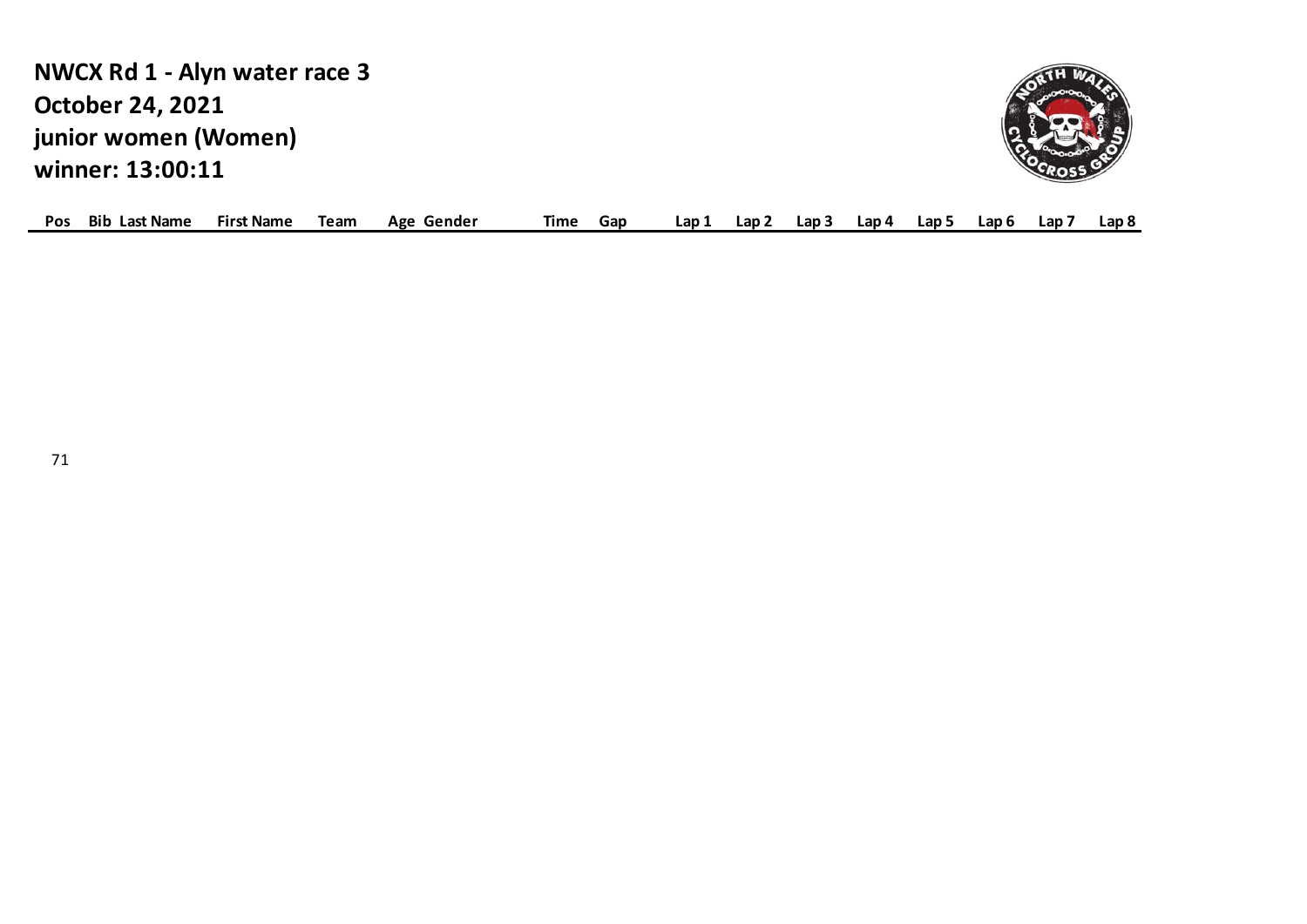**NWCX Rd 1 - Alyn water race 3**
**October 24, 2021**
**junior women (Women)**
**winner: 13:00:11**

| Pos | Bib | Last Name | First Name | Team | Age | Gender | Time | Gap | Lap 1 | Lap 2 | Lap 3 | Lap 4 | Lap 5 | Lap 6 | Lap 7 | Lap 8 |
|---|---|---|---|---|---|---|---|---|---|---|---|---|---|---|---|---|

71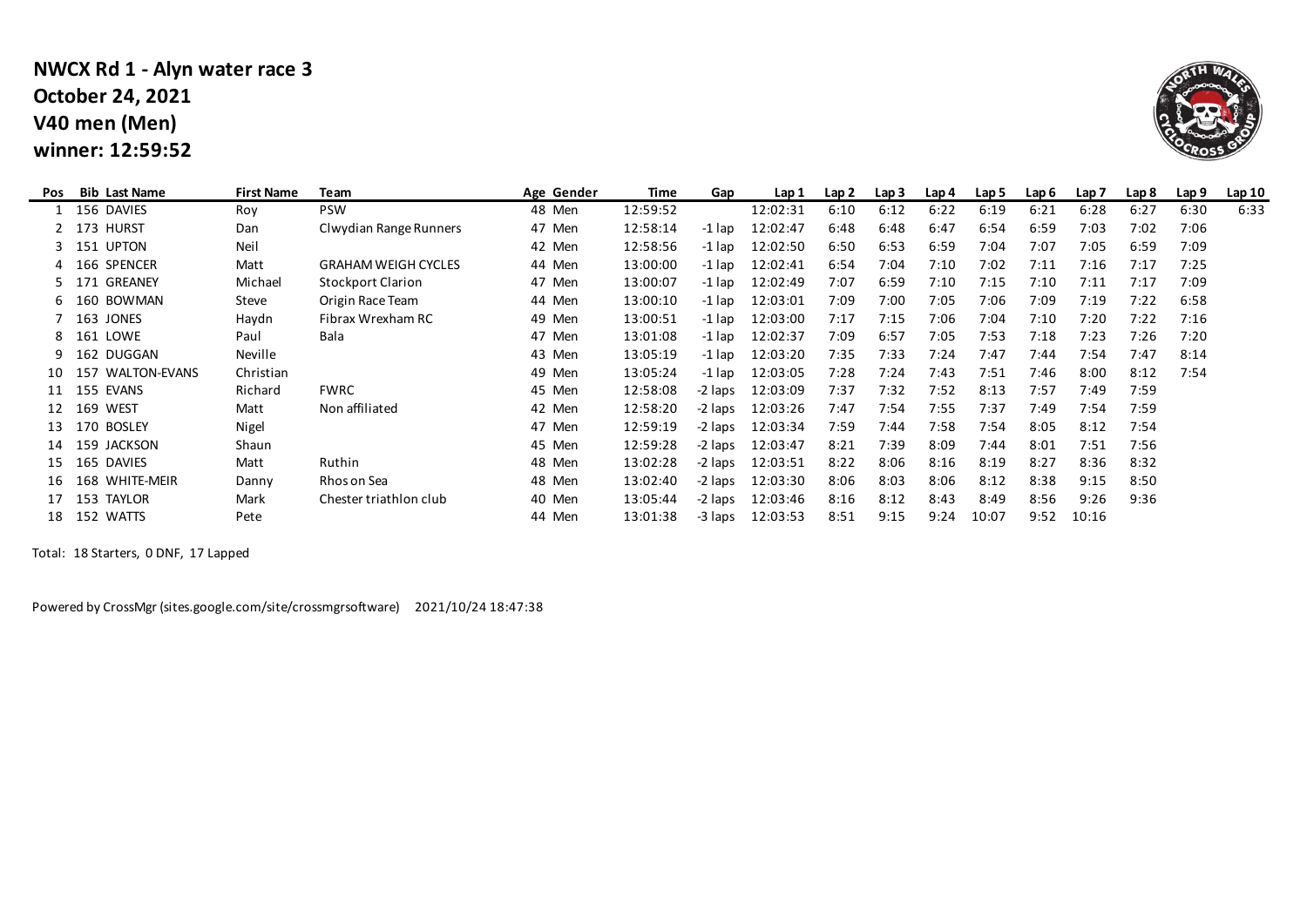**NWCX Rd 1 - Alyn water race 3**
**October 24, 2021**
**V40 men (Men)**
**winner: 12:59:52**

| Pos | Bib | Last Name | First Name | Team | Age | Gender | Time | Gap | Lap 1 | Lap 2 | Lap 3 | Lap 4 | Lap 5 | Lap 6 | Lap 7 | Lap 8 | Lap 9 | Lap 10 |
|---|---|---|---|---|---|---|---|---|---|---|---|---|---|---|---|---|---|---|
| 1 | 156 | DAVIES | Roy | PSW | 48 | Men | 12:59:52 | | 12:02:31 | 6:10 | 6:12 | 6:22 | 6:19 | 6:21 | 6:28 | 6:27 | 6:30 | 6:33 |
| 2 | 173 | HURST | Dan | Clwydian Range Runners | 47 | Men | 12:58:14 | -1 lap | 12:02:47 | 6:48 | 6:48 | 6:47 | 6:54 | 6:59 | 7:03 | 7:02 | 7:06 | |
| 3 | 151 | UPTON | Neil | | 42 | Men | 12:58:56 | -1 lap | 12:02:50 | 6:50 | 6:53 | 6:59 | 7:04 | 7:07 | 7:05 | 6:59 | 7:09 | |
| 4 | 166 | SPENCER | Matt | GRAHAM WEIGH CYCLES | 44 | Men | 13:00:00 | -1 lap | 12:02:41 | 6:54 | 7:04 | 7:10 | 7:02 | 7:11 | 7:16 | 7:17 | 7:25 | |
| 5 | 171 | GREANEY | Michael | Stockport Clarion | 47 | Men | 13:00:07 | -1 lap | 12:02:49 | 7:07 | 6:59 | 7:10 | 7:15 | 7:10 | 7:11 | 7:17 | 7:09 | |
| 6 | 160 | BOWMAN | Steve | Origin Race Team | 44 | Men | 13:00:10 | -1 lap | 12:03:01 | 7:09 | 7:00 | 7:05 | 7:06 | 7:09 | 7:19 | 7:22 | 6:58 | |
| 7 | 163 | JONES | Haydn | Fibrax Wrexham RC | 49 | Men | 13:00:51 | -1 lap | 12:03:00 | 7:17 | 7:15 | 7:06 | 7:04 | 7:10 | 7:20 | 7:22 | 7:16 | |
| 8 | 161 | LOWE | Paul | Bala | 47 | Men | 13:01:08 | -1 lap | 12:02:37 | 7:09 | 6:57 | 7:05 | 7:53 | 7:18 | 7:23 | 7:26 | 7:20 | |
| 9 | 162 | DUGGAN | Neville | | 43 | Men | 13:05:19 | -1 lap | 12:03:20 | 7:35 | 7:33 | 7:24 | 7:47 | 7:44 | 7:54 | 7:47 | 8:14 | |
| 10 | 157 | WALTON-EVANS | Christian | | 49 | Men | 13:05:24 | -1 lap | 12:03:05 | 7:28 | 7:24 | 7:43 | 7:51 | 7:46 | 8:00 | 8:12 | 7:54 | |
| 11 | 155 | EVANS | Richard | FWRC | 45 | Men | 12:58:08 | -2 laps | 12:03:09 | 7:37 | 7:32 | 7:52 | 8:13 | 7:57 | 7:49 | 7:59 | | |
| 12 | 169 | WEST | Matt | Non affiliated | 42 | Men | 12:58:20 | -2 laps | 12:03:26 | 7:47 | 7:54 | 7:55 | 7:37 | 7:49 | 7:54 | 7:59 | | |
| 13 | 170 | BOSLEY | Nigel | | 47 | Men | 12:59:19 | -2 laps | 12:03:34 | 7:59 | 7:44 | 7:58 | 7:54 | 8:05 | 8:12 | 7:54 | | |
| 14 | 159 | JACKSON | Shaun | | 45 | Men | 12:59:28 | -2 laps | 12:03:47 | 8:21 | 7:39 | 8:09 | 7:44 | 8:01 | 7:51 | 7:56 | | |
| 15 | 165 | DAVIES | Matt | Ruthin | 48 | Men | 13:02:28 | -2 laps | 12:03:51 | 8:22 | 8:06 | 8:16 | 8:19 | 8:27 | 8:36 | 8:32 | | |
| 16 | 168 | WHITE-MEIR | Danny | Rhos on Sea | 48 | Men | 13:02:40 | -2 laps | 12:03:30 | 8:06 | 8:03 | 8:06 | 8:12 | 8:38 | 9:15 | 8:50 | | |
| 17 | 153 | TAYLOR | Mark | Chester triathlon club | 40 | Men | 13:05:44 | -2 laps | 12:03:46 | 8:16 | 8:12 | 8:43 | 8:49 | 8:56 | 9:26 | 9:36 | | |
| 18 | 152 | WATTS | Pete | | 44 | Men | 13:01:38 | -3 laps | 12:03:53 | 8:51 | 9:15 | 9:24 | 10:07 | 9:52 | 10:16 | | | |

Total: 18 Starters, 0 DNF, 17 Lapped

Powered by CrossMgr (sites.google.com/site/crossmgrsoftware) 2021/10/24 18:47:38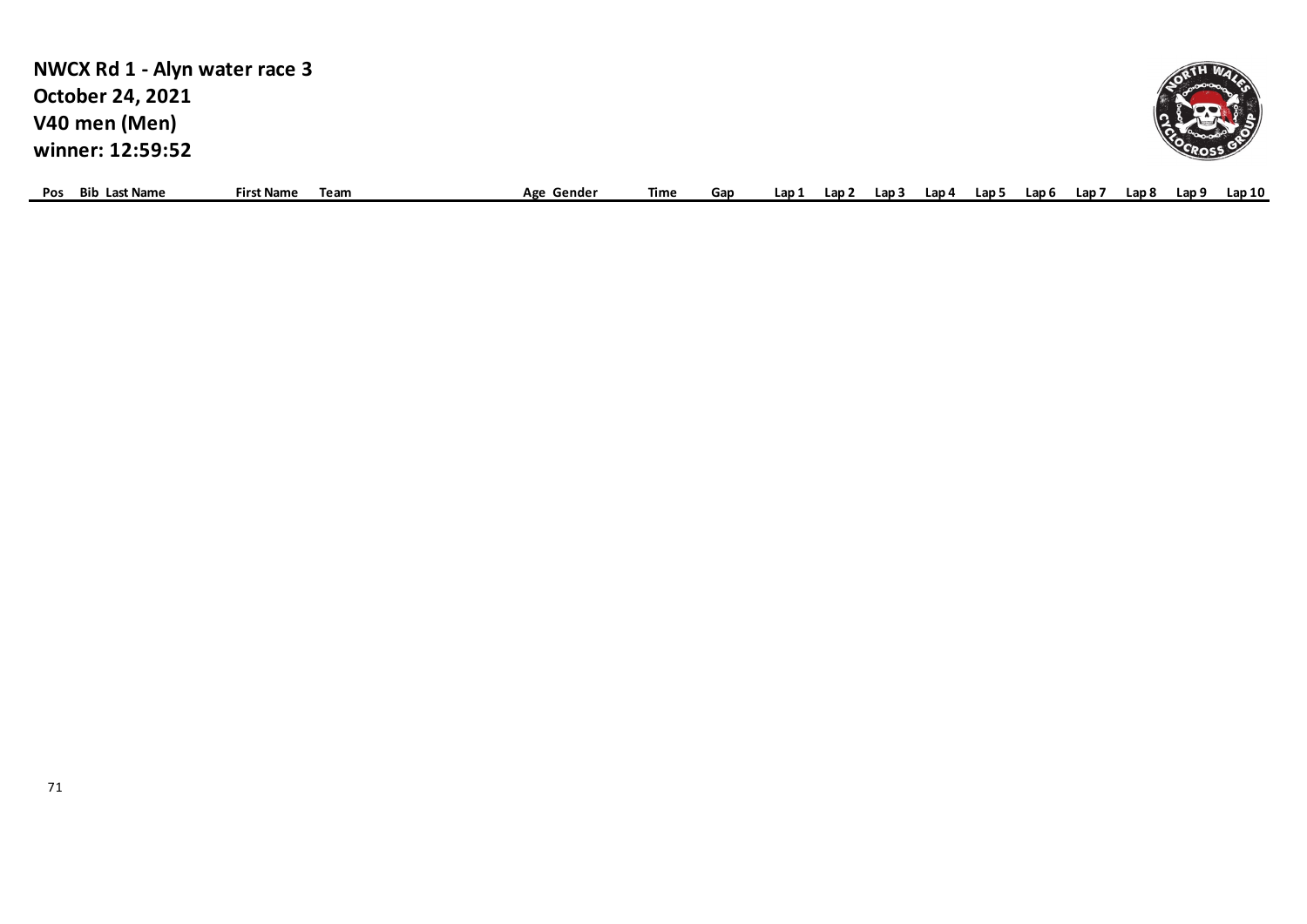**NWCX Rd 1 - Alyn water race 3**
**October 24, 2021**
**V40 men (Men)**
**winner: 12:59:52**

| Pos | Bib | Last Name | First Name | Team | Age | Gender | Time | Gap | Lap 1 | Lap 2 | Lap 3 | Lap 4 | Lap 5 | Lap 6 | Lap 7 | Lap 8 | Lap 9 | Lap 10 |
|---|---|---|---|---|---|---|---|---|---|---|---|---|---|---|---|---|---|---|

71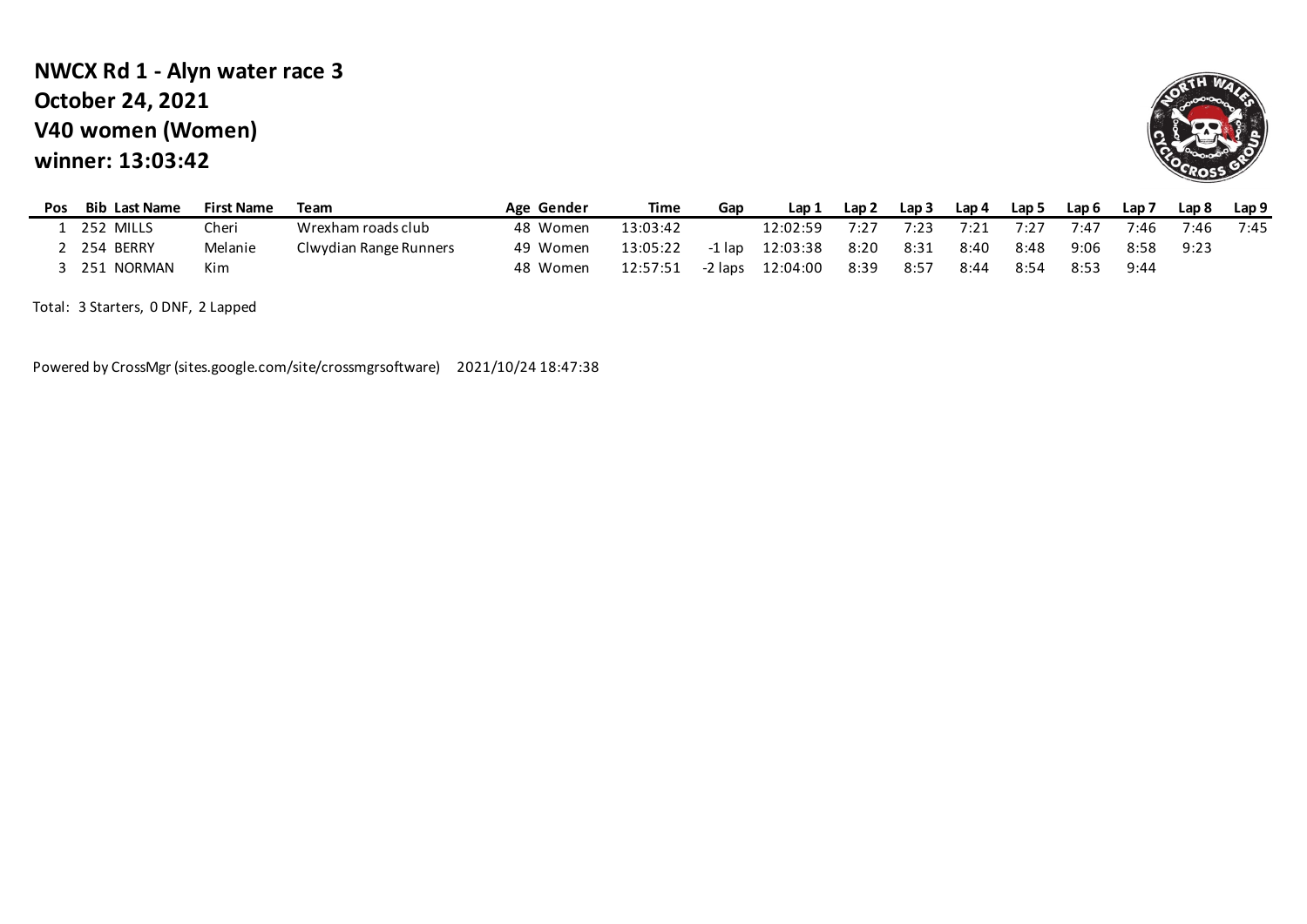**NWCX Rd 1 - Alyn water race 3**
**October 24, 2021**
**V40 women (Women)**
**winner: 13:03:42**

| Pos | Bib | Last Name | First Name | Team | Age | Gender | Time | Gap | Lap 1 | Lap 2 | Lap 3 | Lap 4 | Lap 5 | Lap 6 | Lap 7 | Lap 8 | Lap 9 |
|---|---|---|---|---|---|---|---|---|---|---|---|---|---|---|---|---|---|
| 1 | 252 | MILLS | Cheri | Wrexham roads club | 48 | Women | 13:03:42 | | 12:02:59 | 7:27 | 7:23 | 7:21 | 7:27 | 7:47 | 7:46 | 7:46 | 7:45 |
| 2 | 254 | BERRY | Melanie | Clwydian Range Runners | 49 | Women | 13:05:22 | -1 lap | 12:03:38 | 8:20 | 8:31 | 8:40 | 8:48 | 9:06 | 8:58 | 9:23 | |
| 3 | 251 | NORMAN | Kim | | 48 | Women | 12:57:51 | -2 laps | 12:04:00 | 8:39 | 8:57 | 8:44 | 8:54 | 8:53 | 9:44 | | |

Total: 3 Starters, 0 DNF, 2 Lapped

Powered by CrossMgr (sites.google.com/site/crossmgrsoftware) 2021/10/24 18:47:38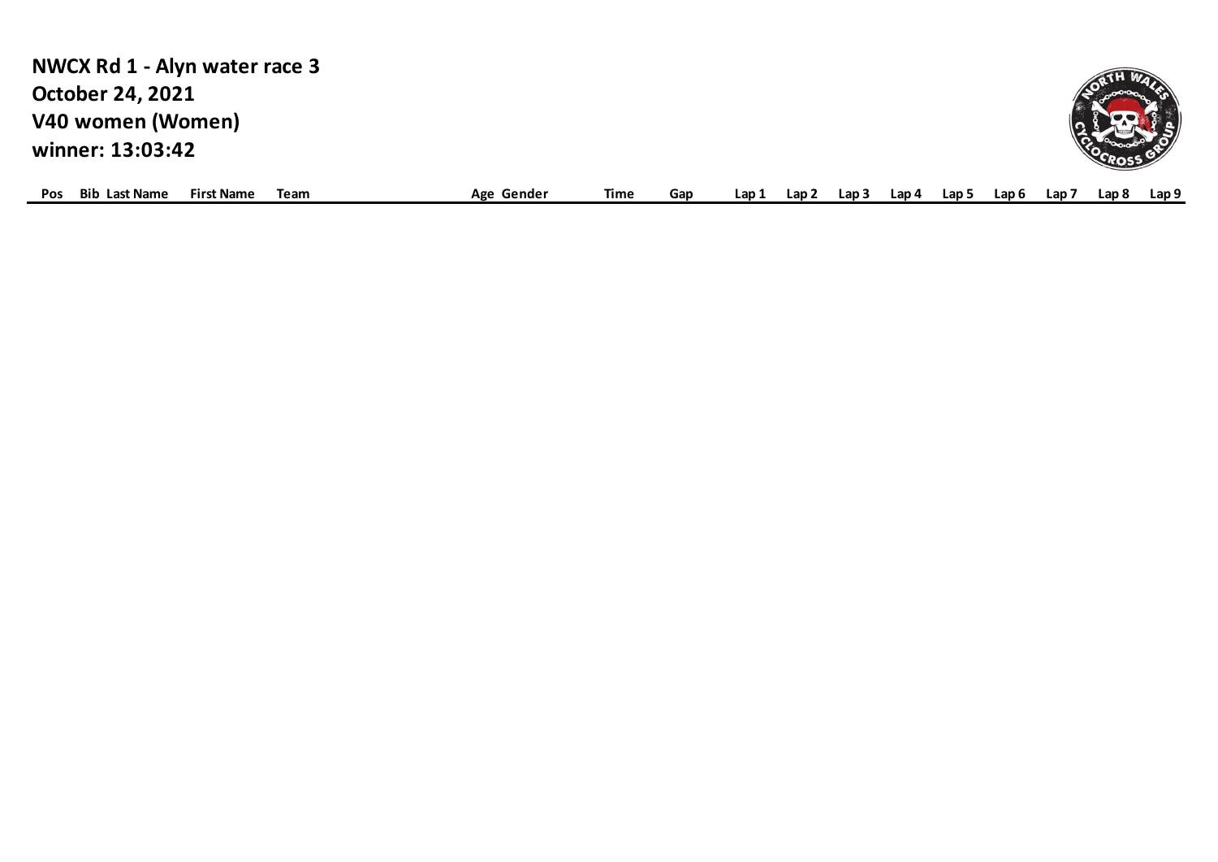**NWCX Rd 1 - Alyn water race 3**
**October 24, 2021**
**V40 women (Women)**
**winner: 13:03:42**

| Pos | Bib | Last Name | First Name | Team | Age | Gender | Time | Gap | Lap 1 | Lap 2 | Lap 3 | Lap 4 | Lap 5 | Lap 6 | Lap 7 | Lap 8 | Lap 9 |
|---|---|---|---|---|---|---|---|---|---|---|---|---|---|---|---|---|---|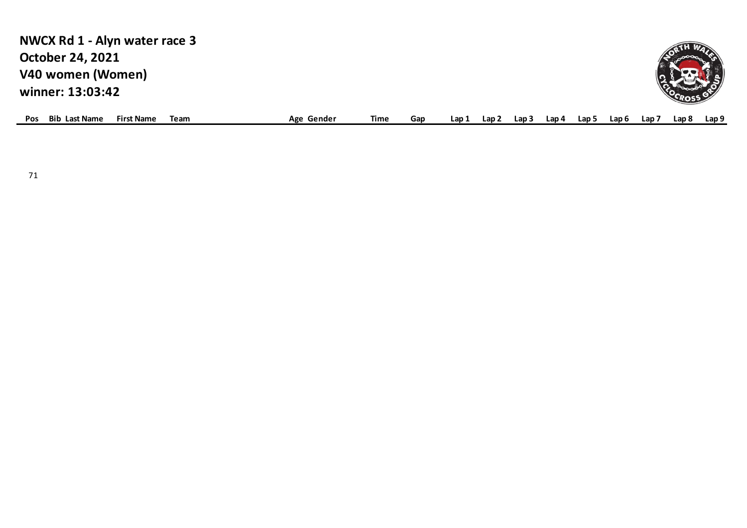**NWCX Rd 1 - Alyn water race 3**
**October 24, 2021**
**V40 women (Women)**
**winner: 13:03:42**

| Pos | Bib | Last Name | First Name | Team | Age | Gender | Time | Gap | Lap 1 | Lap 2 | Lap 3 | Lap 4 | Lap 5 | Lap 6 | Lap 7 | Lap 8 | Lap 9 |
|---|---|---|---|---|---|---|---|---|---|---|---|---|---|---|---|---|---|
| 71 | | | | | | | | | | | | | | | | | |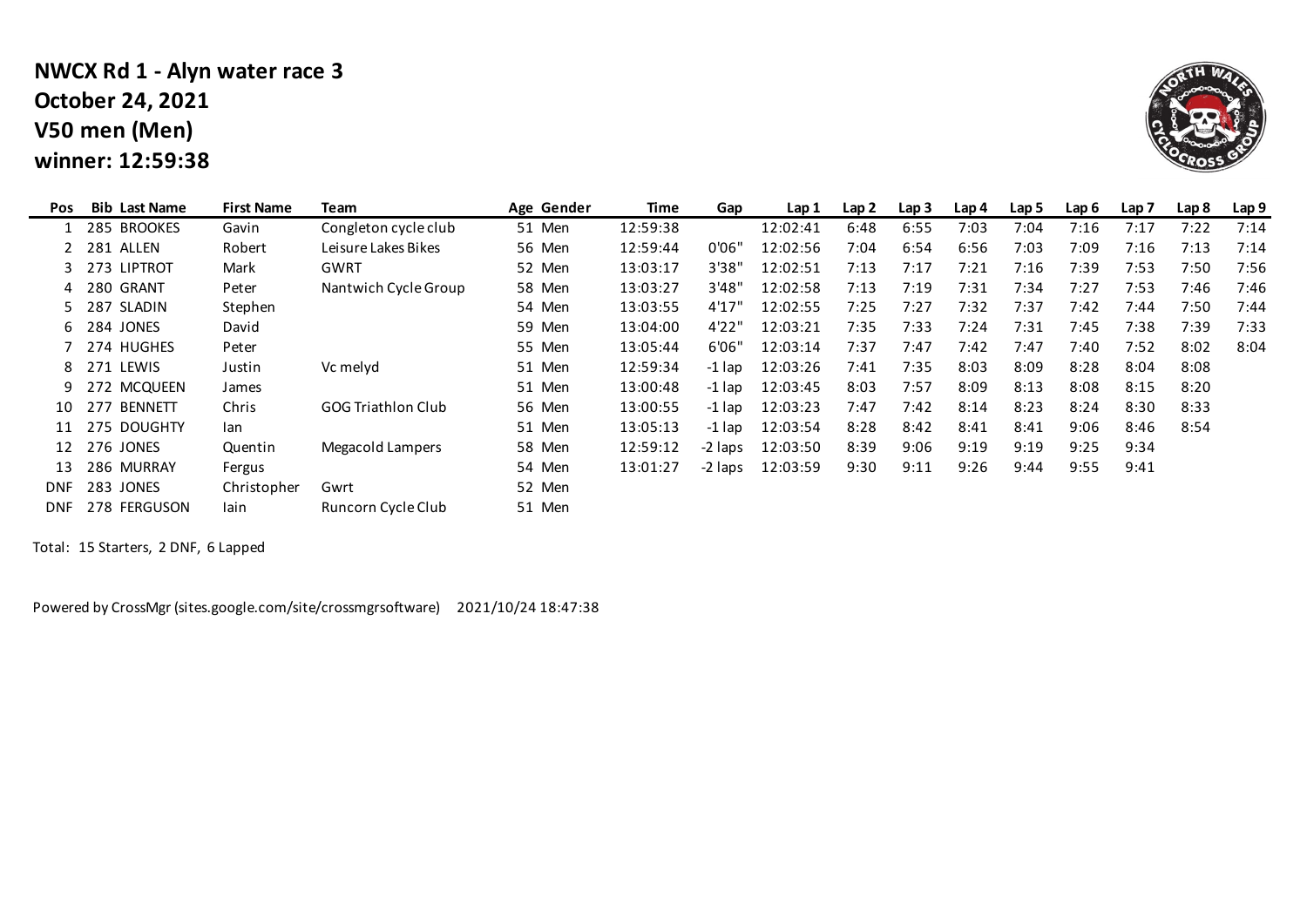# NWCX Rd 1 - Alyn water race 3
## October 24, 2021
## V50 men (Men)
## winner: 12:59:38

| Pos | Bib | Last Name | First Name | Team | Age | Gender | Time | Gap | Lap 1 | Lap 2 | Lap 3 | Lap 4 | Lap 5 | Lap 6 | Lap 7 | Lap 8 | Lap 9 |
|---|---|---|---|---|---|---|---|---|---|---|---|---|---|---|---|---|---|
| 1 | 285 | BROOKES | Gavin | Congleton cycle club | 51 | Men | 12:59:38 | | 12:02:41 | 6:48 | 6:55 | 7:03 | 7:04 | 7:16 | 7:17 | 7:22 | 7:14 |
| 2 | 281 | ALLEN | Robert | Leisure Lakes Bikes | 56 | Men | 12:59:44 | 0'06" | 12:02:56 | 7:04 | 6:54 | 6:56 | 7:03 | 7:09 | 7:16 | 7:13 | 7:14 |
| 3 | 273 | LIPTROT | Mark | GWRT | 52 | Men | 13:03:17 | 3'38" | 12:02:51 | 7:13 | 7:17 | 7:21 | 7:16 | 7:39 | 7:53 | 7:50 | 7:56 |
| 4 | 280 | GRANT | Peter | Nantwich Cycle Group | 58 | Men | 13:03:27 | 3'48" | 12:02:58 | 7:13 | 7:19 | 7:31 | 7:34 | 7:27 | 7:53 | 7:46 | 7:46 |
| 5 | 287 | SLADIN | Stephen | | 54 | Men | 13:03:55 | 4'17" | 12:02:55 | 7:25 | 7:27 | 7:32 | 7:37 | 7:42 | 7:44 | 7:50 | 7:44 |
| 6 | 284 | JONES | David | | 59 | Men | 13:04:00 | 4'22" | 12:03:21 | 7:35 | 7:33 | 7:24 | 7:31 | 7:45 | 7:38 | 7:39 | 7:33 |
| 7 | 274 | HUGHES | Peter | | 55 | Men | 13:05:44 | 6'06" | 12:03:14 | 7:37 | 7:47 | 7:42 | 7:47 | 7:40 | 7:52 | 8:02 | 8:04 |
| 8 | 271 | LEWIS | Justin | Vc melyd | 51 | Men | 12:59:34 | -1 lap | 12:03:26 | 7:41 | 7:35 | 8:03 | 8:09 | 8:28 | 8:04 | 8:08 | |
| 9 | 272 | MCQUEEN | James | | 51 | Men | 13:00:48 | -1 lap | 12:03:45 | 8:03 | 7:57 | 8:09 | 8:13 | 8:08 | 8:15 | 8:20 | |
| 10 | 277 | BENNETT | Chris | GOG Triathlon Club | 56 | Men | 13:00:55 | -1 lap | 12:03:23 | 7:47 | 7:42 | 8:14 | 8:23 | 8:24 | 8:30 | 8:33 | |
| 11 | 275 | DOUGHTY | Ian | | 51 | Men | 13:05:13 | -1 lap | 12:03:54 | 8:28 | 8:42 | 8:41 | 8:41 | 9:06 | 8:46 | 8:54 | |
| 12 | 276 | JONES | Quentin | Megacold Lampers | 58 | Men | 12:59:12 | -2 laps | 12:03:50 | 8:39 | 9:06 | 9:19 | 9:19 | 9:25 | 9:34 | | |
| 13 | 286 | MURRAY | Fergus | | 54 | Men | 13:01:27 | -2 laps | 12:03:59 | 9:30 | 9:11 | 9:26 | 9:44 | 9:55 | 9:41 | | |
| DNF | 283 | JONES | Christopher | Gwrt | 52 | Men | | | | | | | | | | | |
| DNF | 278 | FERGUSON | Iain | Runcorn Cycle Club | 51 | Men | | | | | | | | | | | |

Total: 15 Starters, 2 DNF, 6 Lapped

Powered by CrossMgr (sites.google.com/site/crossmgrsoftware) 2021/10/24 18:47:38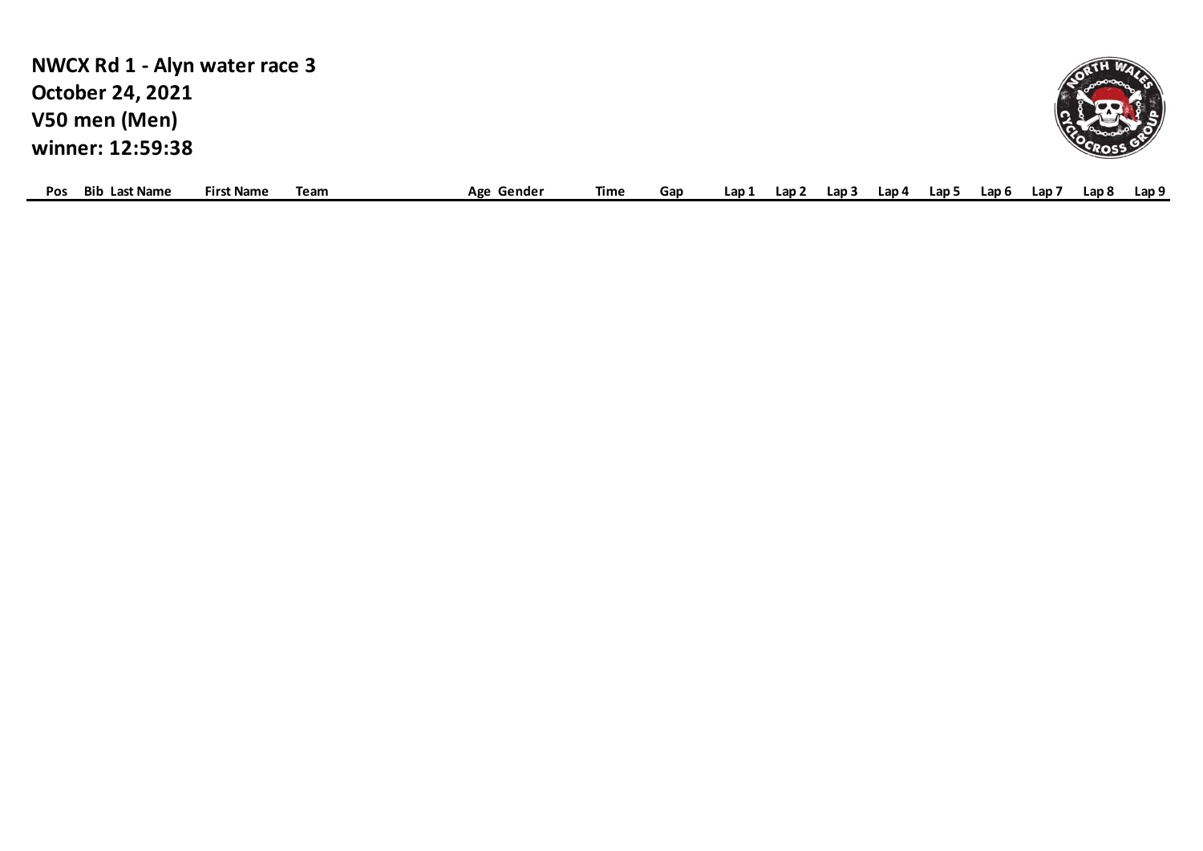**NWCX Rd 1 - Alyn water race 3**
**October 24, 2021**
**V50 men (Men)**
**winner: 12:59:38**

| Pos | Bib | Last Name | First Name | Team | Age | Gender | Time | Gap | Lap 1 | Lap 2 | Lap 3 | Lap 4 | Lap 5 | Lap 6 | Lap 7 | Lap 8 | Lap 9 |
|---|---|---|---|---|---|---|---|---|---|---|---|---|---|---|---|---|---|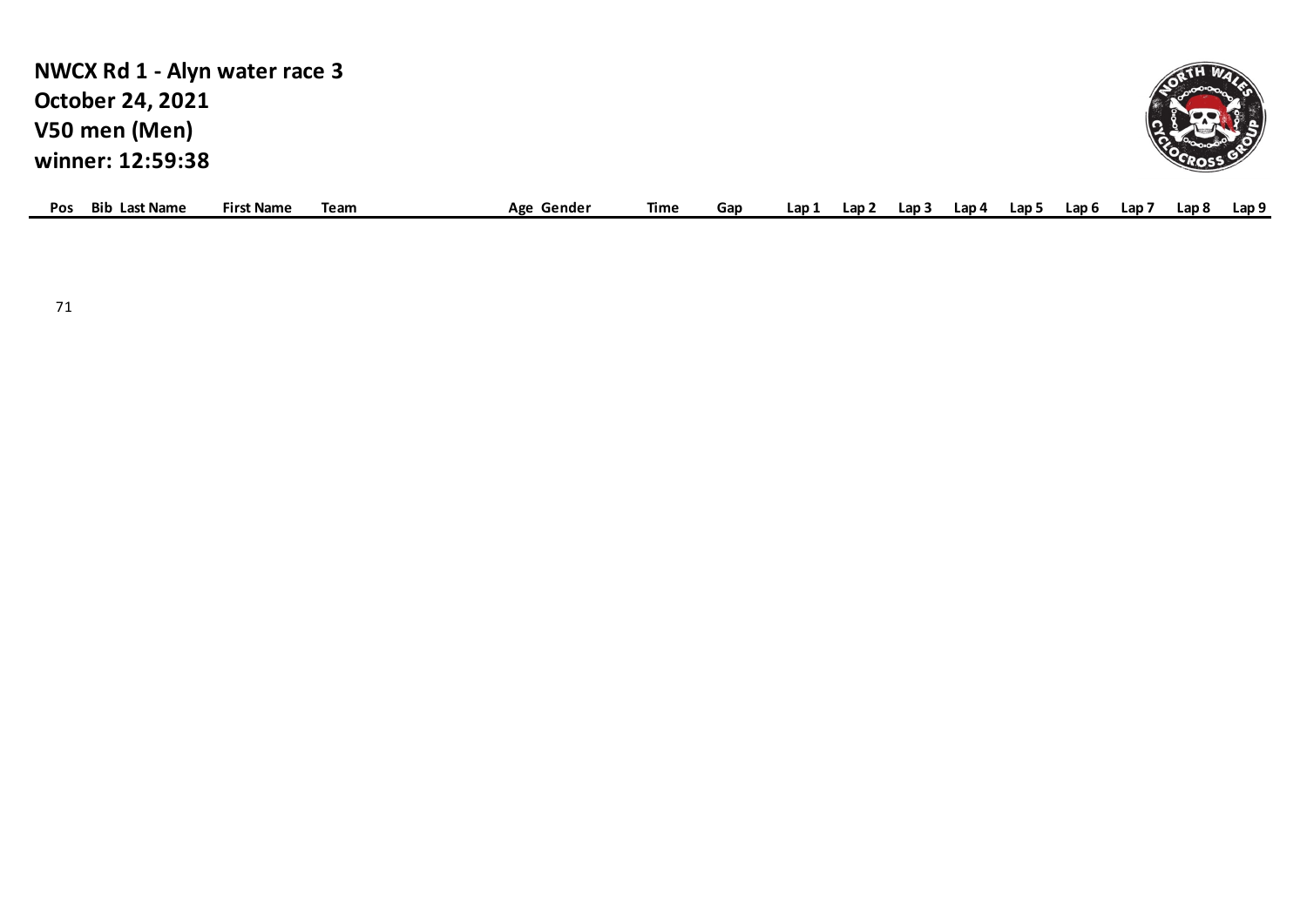**NWCX Rd 1 - Alyn water race 3**
**October 24, 2021**
**V50 men (Men)**
**winner: 12:59:38**

| Pos | Bib | Last Name | First Name | Team | Age | Gender | Time | Gap | Lap 1 | Lap 2 | Lap 3 | Lap 4 | Lap 5 | Lap 6 | Lap 7 | Lap 8 | Lap 9 |
|---|---|---|---|---|---|---|---|---|---|---|---|---|---|---|---|---|---|

71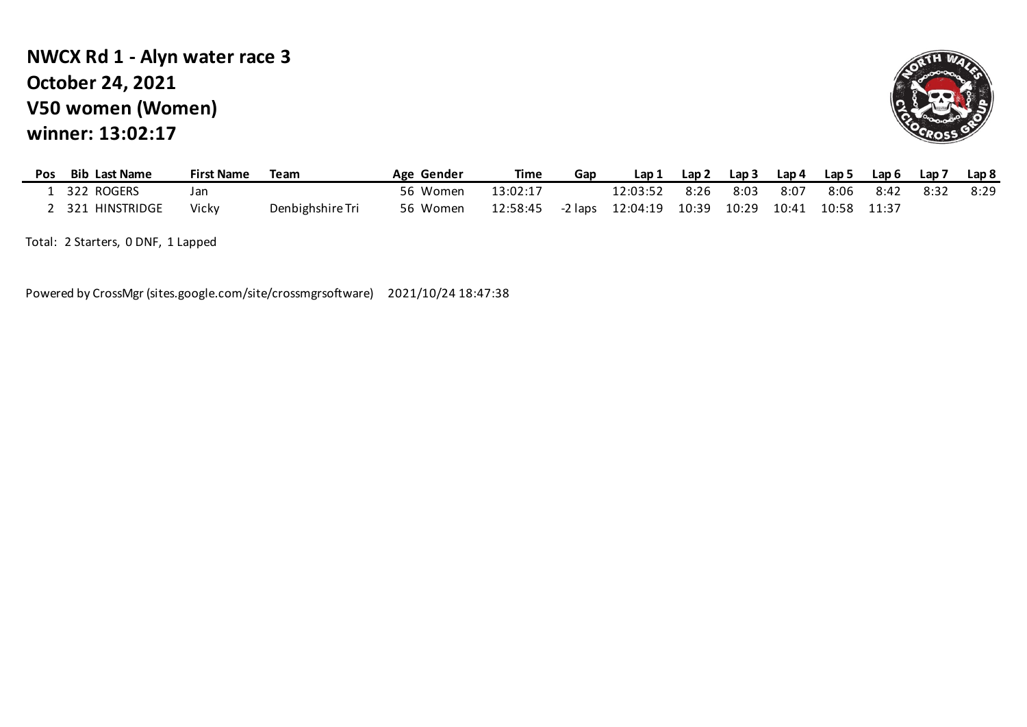# NWCX Rd 1 - Alyn water race 3
# October 24, 2021
# V50 women (Women)
# winner: 13:02:17

| Pos | Bib | Last Name | First Name | Team | Age | Gender | Time | Gap | Lap 1 | Lap 2 | Lap 3 | Lap 4 | Lap 5 | Lap 6 | Lap 7 | Lap 8 |
|---|---|---|---|---|---|---|---|---|---|---|---|---|---|---|---|---|
| 1 | 322 | ROGERS | Jan | | 56 | Women | 13:02:17 | | 12:03:52 | 8:26 | 8:03 | 8:07 | 8:06 | 8:42 | 8:32 | 8:29 |
| 2 | 321 | HINSTRIDGE | Vicky | Denbighshire Tri | 56 | Women | 12:58:45 | -2 laps | 12:04:19 | 10:39 | 10:29 | 10:41 | 10:58 | 11:37 | | |

Total: 2 Starters, 0 DNF, 1 Lapped

Powered by CrossMgr (sites.google.com/site/crossmgrsoftware) 2021/10/24 18:47:38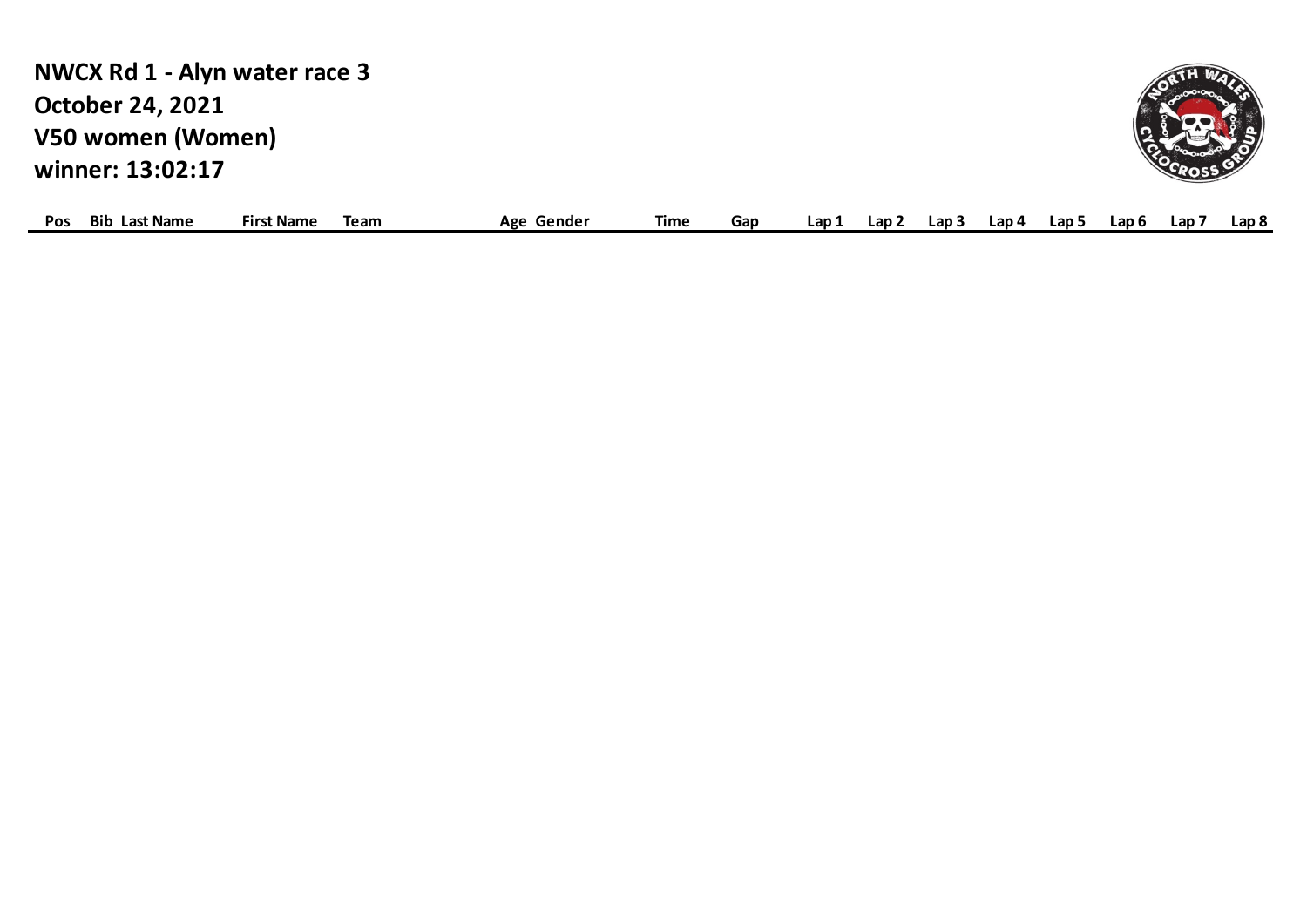**NWCX Rd 1 - Alyn water race 3**
**October 24, 2021**
**V50 women (Women)**
**winner: 13:02:17**

| Pos | Bib | Last Name | First Name | Team | Age | Gender | Time | Gap | Lap 1 | Lap 2 | Lap 3 | Lap 4 | Lap 5 | Lap 6 | Lap 7 | Lap 8 |
|---|---|---|---|---|---|---|---|---|---|---|---|---|---|---|---|---|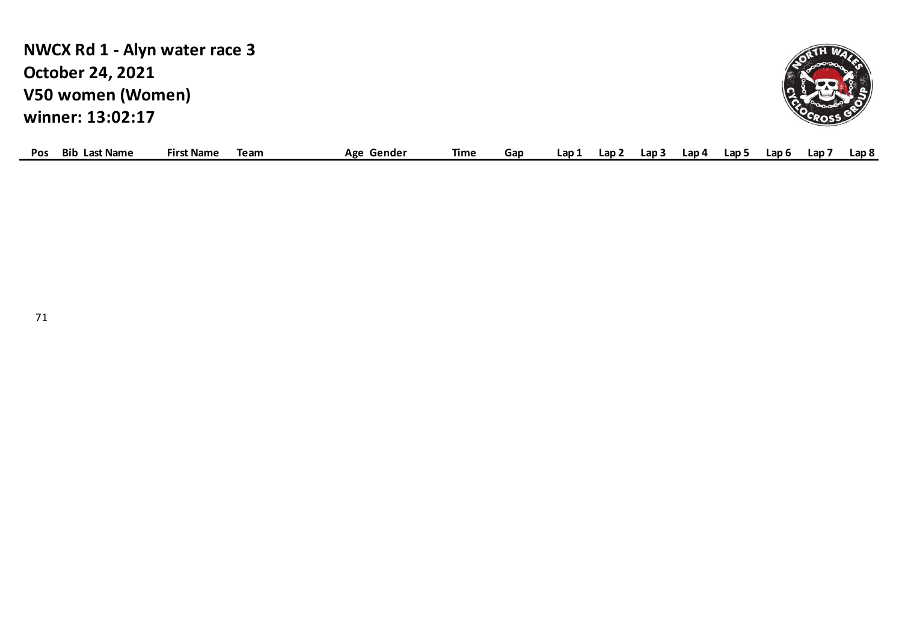**NWCX Rd 1 - Alyn water race 3**
**October 24, 2021**
**V50 women (Women)**
**winner: 13:02:17**

| Pos | Bib | Last Name | First Name | Team | Age | Gender | Time | Gap | Lap 1 | Lap 2 | Lap 3 | Lap 4 | Lap 5 | Lap 6 | Lap 7 | Lap 8 |
|---|---|---|---|---|---|---|---|---|---|---|---|---|---|---|---|---|
|  | 71 |  |  |  |  |  |  |  |  |  |  |  |  |  |  |  |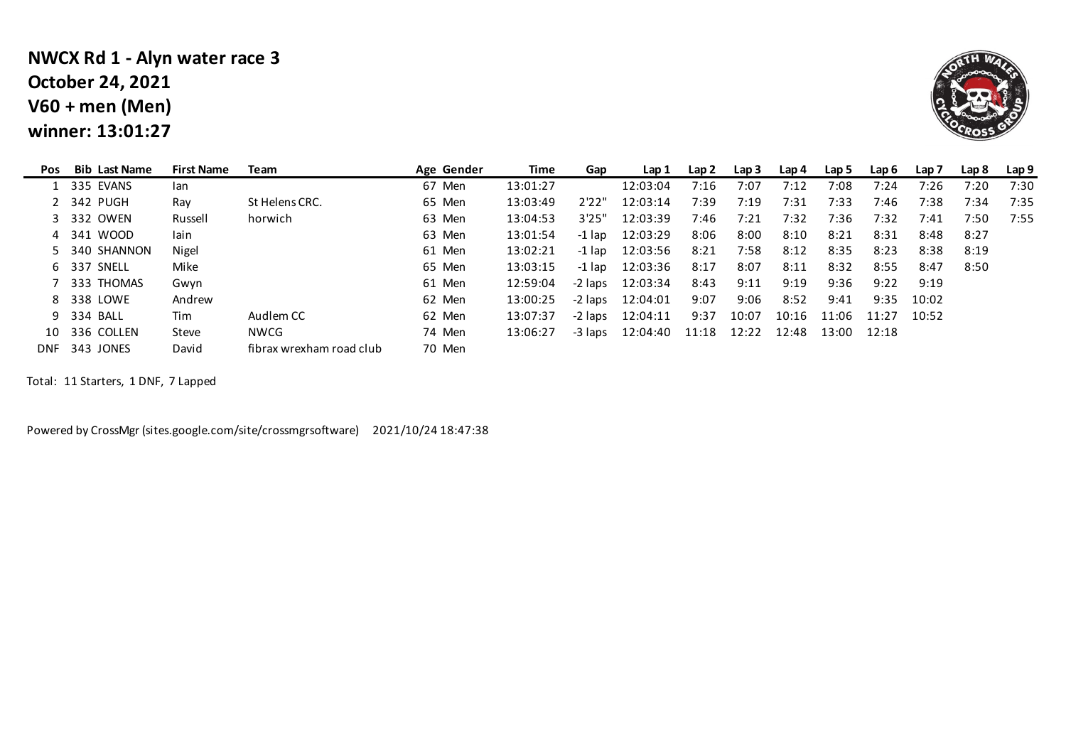**NWCX Rd 1 - Alyn water race 3**
**October 24, 2021**
**V60 + men (Men)**
**winner: 13:01:27**

| Pos | Bib | Last Name | First Name | Team | Age | Gender | Time | Gap | Lap 1 | Lap 2 | Lap 3 | Lap 4 | Lap 5 | Lap 6 | Lap 7 | Lap 8 | Lap 9 |
|---|---|---|---|---|---|---|---|---|---|---|---|---|---|---|---|---|---|
| 1 | 335 | EVANS | Ian | | 67 | Men | 13:01:27 | | 12:03:04 | 7:16 | 7:07 | 7:12 | 7:08 | 7:24 | 7:26 | 7:20 | 7:30 |
| 2 | 342 | PUGH | Ray | St Helens CRC. | 65 | Men | 13:03:49 | 2'22" | 12:03:14 | 7:39 | 7:19 | 7:31 | 7:33 | 7:46 | 7:38 | 7:34 | 7:35 |
| 3 | 332 | OWEN | Russell | horwich | 63 | Men | 13:04:53 | 3'25" | 12:03:39 | 7:46 | 7:21 | 7:32 | 7:36 | 7:32 | 7:41 | 7:50 | 7:55 |
| 4 | 341 | WOOD | Iain | | 63 | Men | 13:01:54 | -1 lap | 12:03:29 | 8:06 | 8:00 | 8:10 | 8:21 | 8:31 | 8:48 | 8:27 | |
| 5 | 340 | SHANNON | Nigel | | 61 | Men | 13:02:21 | -1 lap | 12:03:56 | 8:21 | 7:58 | 8:12 | 8:35 | 8:23 | 8:38 | 8:19 | |
| 6 | 337 | SNELL | Mike | | 65 | Men | 13:03:15 | -1 lap | 12:03:36 | 8:17 | 8:07 | 8:11 | 8:32 | 8:55 | 8:47 | 8:50 | |
| 7 | 333 | THOMAS | Gwyn | | 61 | Men | 12:59:04 | -2 laps | 12:03:34 | 8:43 | 9:11 | 9:19 | 9:36 | 9:22 | 9:19 | | |
| 8 | 338 | LOWE | Andrew | | 62 | Men | 13:00:25 | -2 laps | 12:04:01 | 9:07 | 9:06 | 8:52 | 9:41 | 9:35 | 10:02 | | |
| 9 | 334 | BALL | Tim | Audlem CC | 62 | Men | 13:07:37 | -2 laps | 12:04:11 | 9:37 | 10:07 | 10:16 | 11:06 | 11:27 | 10:52 | | |
| 10 | 336 | COLLEN | Steve | NWCG | 74 | Men | 13:06:27 | -3 laps | 12:04:40 | 11:18 | 12:22 | 12:48 | 13:00 | 12:18 | | | |
| DNF | 343 | JONES | David | fibrax wrexham road club | 70 | Men | | | | | | | | | | | |

Total: 11 Starters, 1 DNF, 7 Lapped

Powered by CrossMgr (sites.google.com/site/crossmgrsoftware) 2021/10/24 18:47:38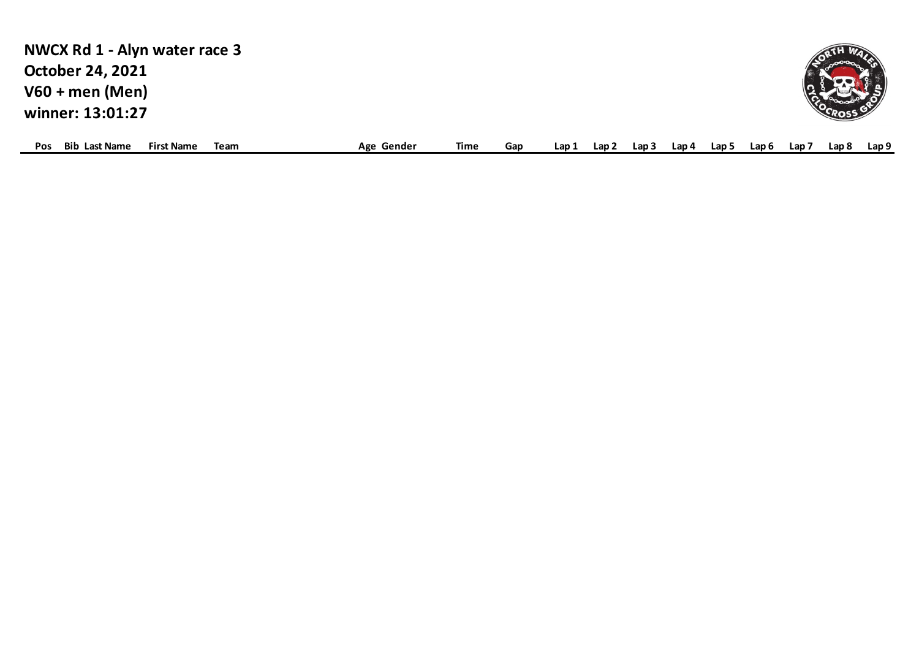**NWCX Rd 1 - Alyn water race 3**
**October 24, 2021**
**V60 + men (Men)**
**winner: 13:01:27**

| Pos | Bib | Last Name | First Name | Team | Age | Gender | Time | Gap | Lap 1 | Lap 2 | Lap 3 | Lap 4 | Lap 5 | Lap 6 | Lap 7 | Lap 8 | Lap 9 |
|---|---|---|---|---|---|---|---|---|---|---|---|---|---|---|---|---|---|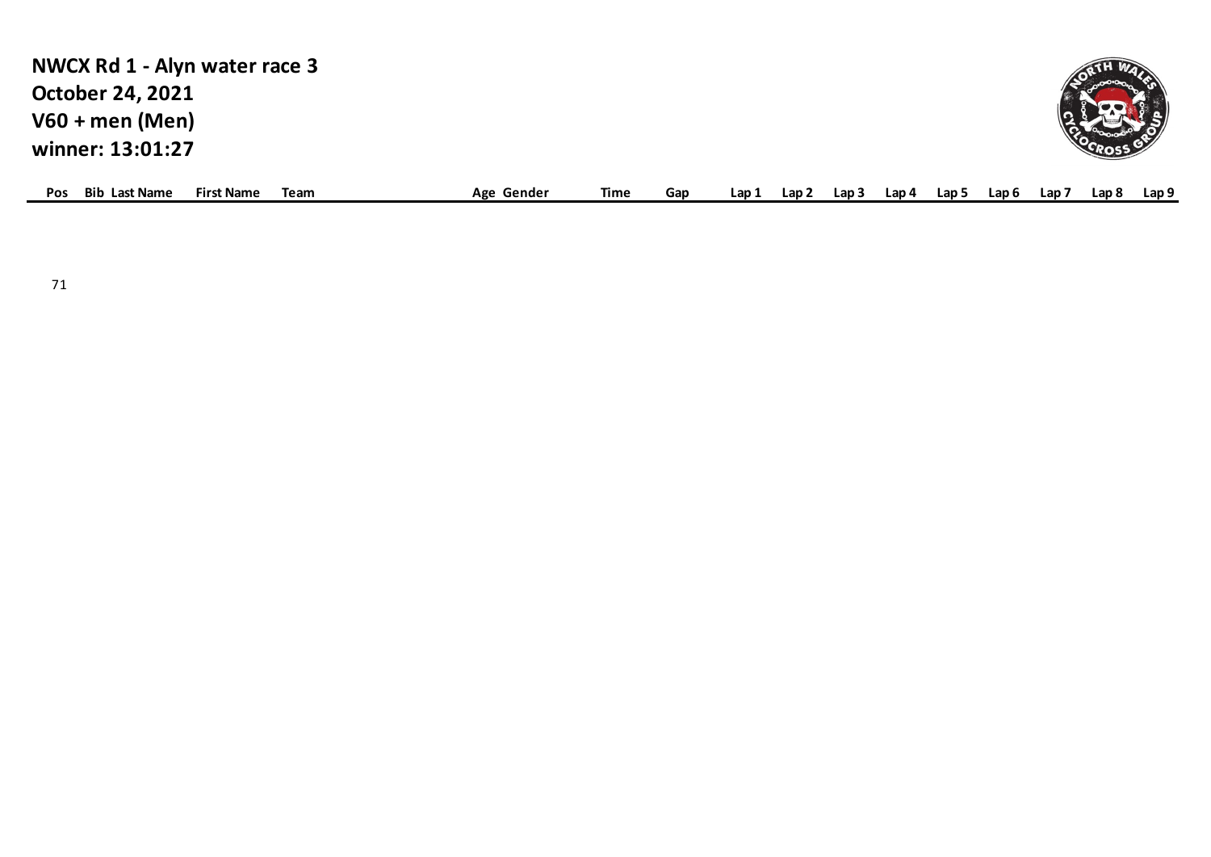**NWCX Rd 1 - Alyn water race 3**
**October 24, 2021**
**V60 + men (Men)**
**winner: 13:01:27**

| Pos | Bib | Last Name | First Name | Team | Age | Gender | Time | Gap | Lap 1 | Lap 2 | Lap 3 | Lap 4 | Lap 5 | Lap 6 | Lap 7 | Lap 8 | Lap 9 |
|---|---|---|---|---|---|---|---|---|---|---|---|---|---|---|---|---|---|

71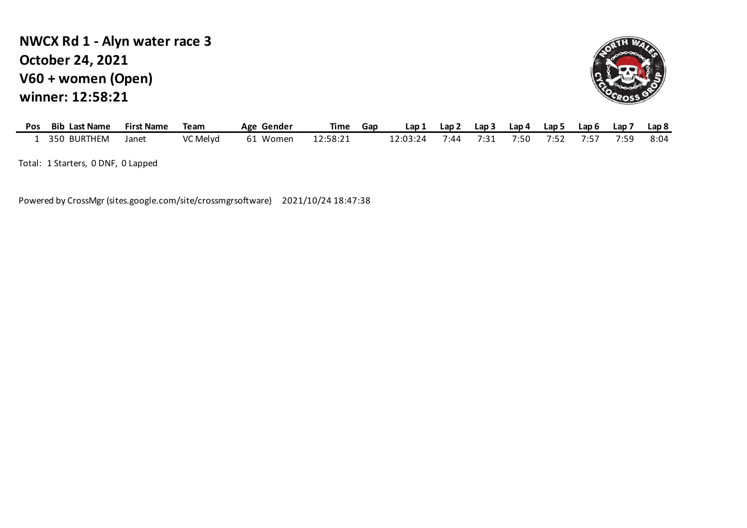# NWCX Rd 1 - Alyn water race 3
## October 24, 2021
## V60 + women (Open)
## winner: 12:58:21

| Pos | Bib | Last Name | First Name | Team | Age | Gender | Time | Gap | Lap 1 | Lap 2 | Lap 3 | Lap 4 | Lap 5 | Lap 6 | Lap 7 | Lap 8 |
|---|---|---|---|---|---|---|---|---|---|---|---|---|---|---|---|---|
| 1 | 350 | BURTHEM | Janet | VC Melyd | 61 | Women | 12:58:21 | | 12:03:24 | 7:44 | 7:31 | 7:50 | 7:52 | 7:57 | 7:59 | 8:04 |

Total: 1 Starters, 0 DNF, 0 Lapped

Powered by CrossMgr (sites.google.com/site/crossmgrsoftware) 2021/10/24 18:47:38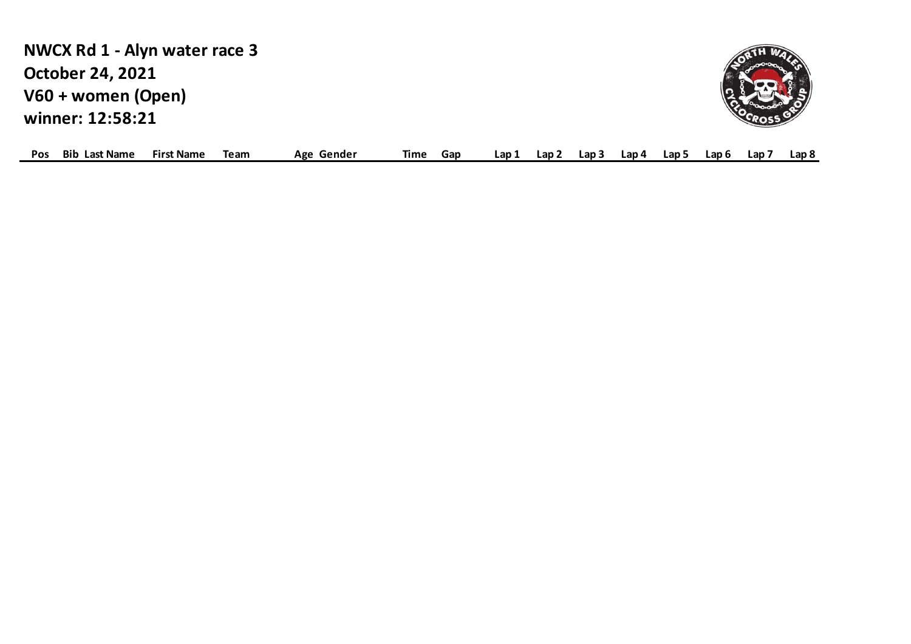**NWCX Rd 1 - Alyn water race 3**
**October 24, 2021**
**V60 + women (Open)**
**winner: 12:58:21**

| Pos | Bib | Last Name | First Name | Team | Age | Gender | Time | Gap | Lap 1 | Lap 2 | Lap 3 | Lap 4 | Lap 5 | Lap 6 | Lap 7 | Lap 8 |
|---|---|---|---|---|---|---|---|---|---|---|---|---|---|---|---|---|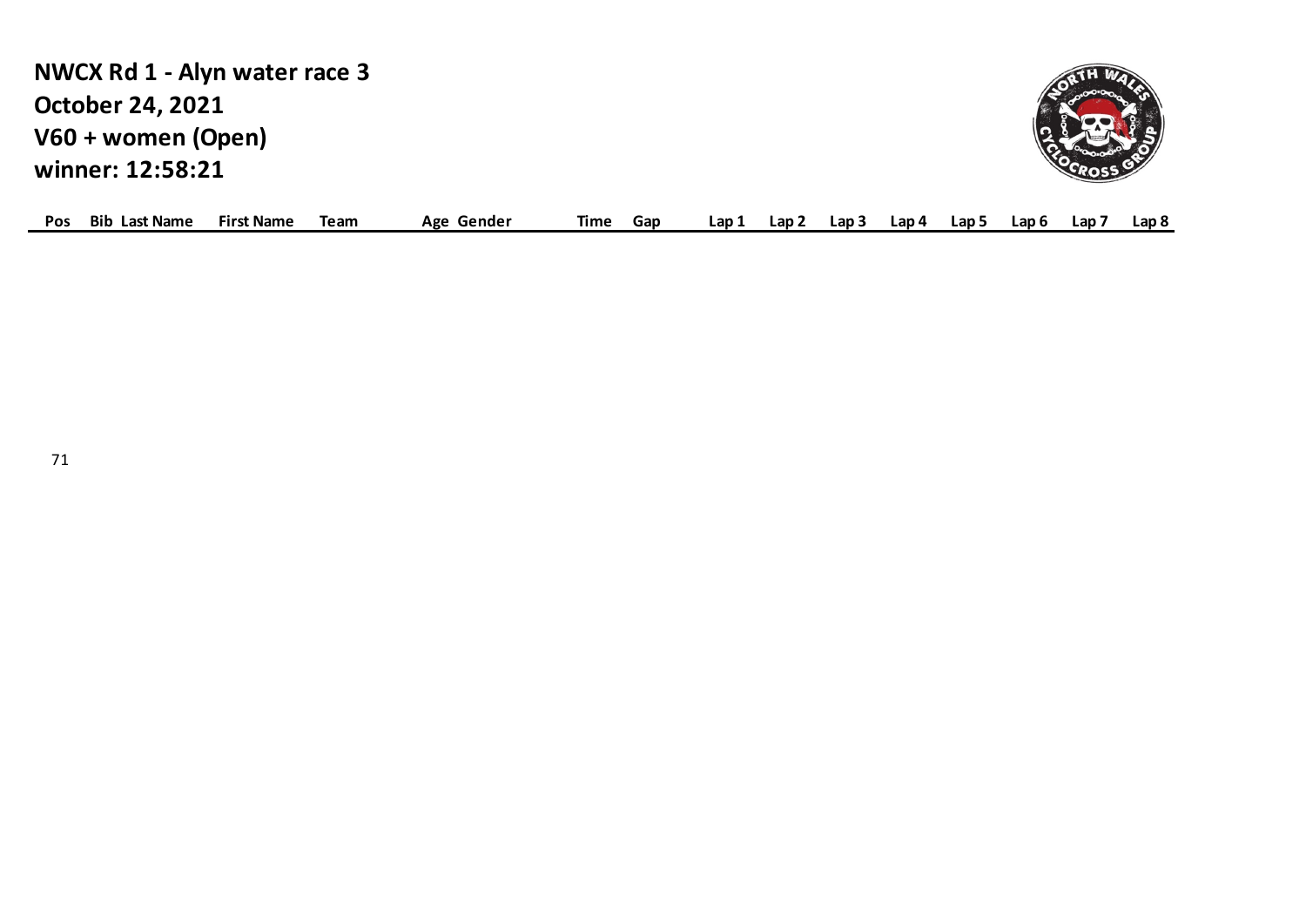**NWCX Rd 1 - Alyn water race 3**
**October 24, 2021**
**V60 + women (Open)**
**winner: 12:58:21**

| Pos | Bib | Last Name | First Name | Team | Age | Gender | Time | Gap | Lap 1 | Lap 2 | Lap 3 | Lap 4 | Lap 5 | Lap 6 | Lap 7 | Lap 8 |
|---|---|---|---|---|---|---|---|---|---|---|---|---|---|---|---|---|